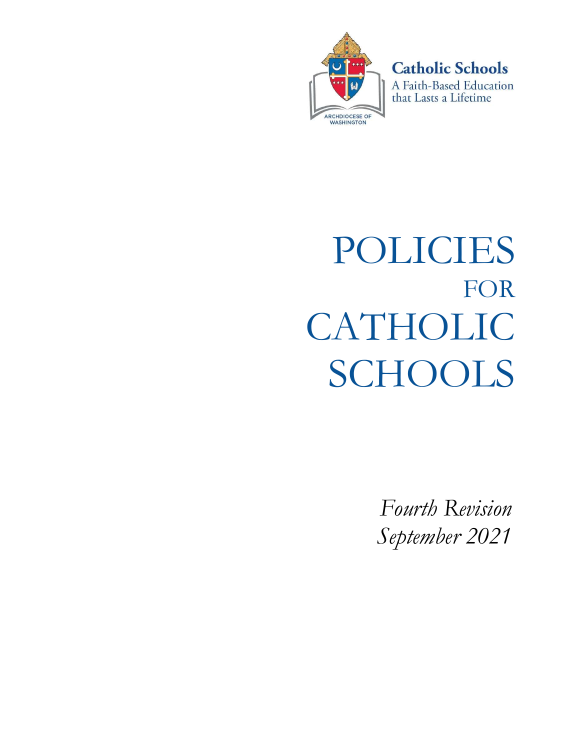Catholic Schools

A Faith-Based Education that Lasts a Lifetime

ARCHDIOCESE OF WASHINGTON

# POLICIES FOR CATHOLIC SCHOOLS

*Fourth Revision*
*September 2021*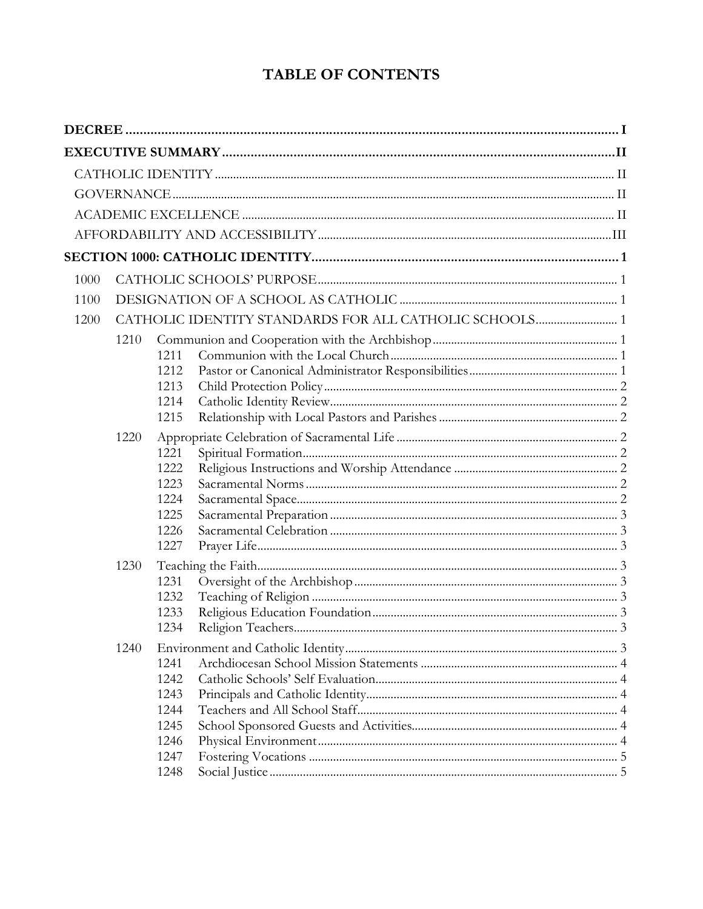# TABLE OF CONTENTS

**DECREE** ........ I

**EXECUTIVE SUMMARY** ........ II

- CATHOLIC IDENTITY ........ II
- GOVERNANCE ........ II
- ACADEMIC EXCELLENCE ........ II
- AFFORDABILITY AND ACCESSIBILITY ........ III

**SECTION 1000: CATHOLIC IDENTITY** ........ 1

- 1000 CATHOLIC SCHOOLS' PURPOSE ........ 1
- 1100 DESIGNATION OF A SCHOOL AS CATHOLIC ........ 1
- 1200 CATHOLIC IDENTITY STANDARDS FOR ALL CATHOLIC SCHOOLS ........ 1
  - 1210 Communion and Cooperation with the Archbishop ........ 1
    - 1211 Communion with the Local Church ........ 1
    - 1212 Pastor or Canonical Administrator Responsibilities ........ 1
    - 1213 Child Protection Policy ........ 2
    - 1214 Catholic Identity Review ........ 2
    - 1215 Relationship with Local Pastors and Parishes ........ 2
  - 1220 Appropriate Celebration of Sacramental Life ........ 2
    - 1221 Spiritual Formation ........ 2
    - 1222 Religious Instructions and Worship Attendance ........ 2
    - 1223 Sacramental Norms ........ 2
    - 1224 Sacramental Space ........ 2
    - 1225 Sacramental Preparation ........ 3
    - 1226 Sacramental Celebration ........ 3
    - 1227 Prayer Life ........ 3
  - 1230 Teaching the Faith ........ 3
    - 1231 Oversight of the Archbishop ........ 3
    - 1232 Teaching of Religion ........ 3
    - 1233 Religious Education Foundation ........ 3
    - 1234 Religion Teachers ........ 3
  - 1240 Environment and Catholic Identity ........ 3
    - 1241 Archdiocesan School Mission Statements ........ 4
    - 1242 Catholic Schools' Self Evaluation ........ 4
    - 1243 Principals and Catholic Identity ........ 4
    - 1244 Teachers and All School Staff ........ 4
    - 1245 School Sponsored Guests and Activities ........ 4
    - 1246 Physical Environment ........ 4
    - 1247 Fostering Vocations ........ 5
    - 1248 Social Justice ........ 5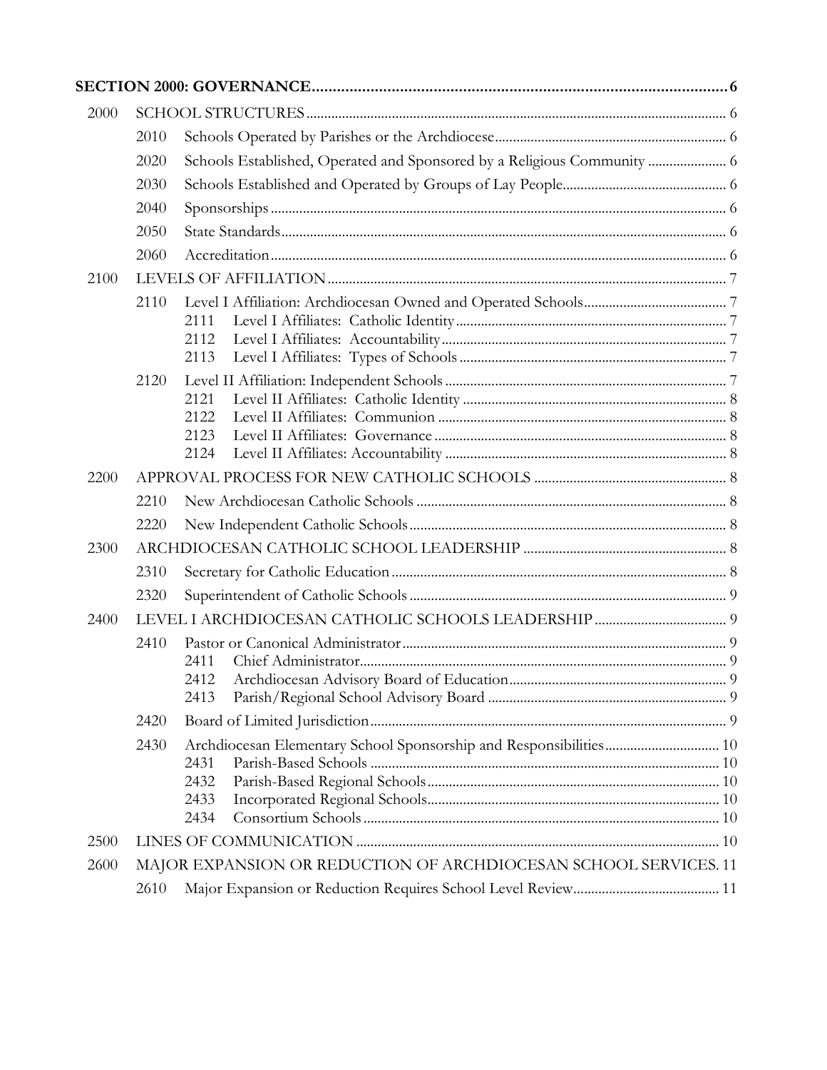**SECTION 2000: GOVERNANCE** .......... 6

- 2000 SCHOOL STRUCTURES .......... 6
  - 2010 Schools Operated by Parishes or the Archdiocese .......... 6
  - 2020 Schools Established, Operated and Sponsored by a Religious Community .......... 6
  - 2030 Schools Established and Operated by Groups of Lay People .......... 6
  - 2040 Sponsorships .......... 6
  - 2050 State Standards .......... 6
  - 2060 Accreditation .......... 6
- 2100 LEVELS OF AFFILIATION .......... 7
  - 2110 Level I Affiliation: Archdiocesan Owned and Operated Schools .......... 7
    - 2111 Level I Affiliates: Catholic Identity .......... 7
    - 2112 Level I Affiliates: Accountability .......... 7
    - 2113 Level I Affiliates: Types of Schools .......... 7
  - 2120 Level II Affiliation: Independent Schools .......... 7
    - 2121 Level II Affiliates: Catholic Identity .......... 8
    - 2122 Level II Affiliates: Communion .......... 8
    - 2123 Level II Affiliates: Governance .......... 8
    - 2124 Level II Affiliates: Accountability .......... 8
- 2200 APPROVAL PROCESS FOR NEW CATHOLIC SCHOOLS .......... 8
  - 2210 New Archdiocesan Catholic Schools .......... 8
  - 2220 New Independent Catholic Schools .......... 8
- 2300 ARCHDIOCESAN CATHOLIC SCHOOL LEADERSHIP .......... 8
  - 2310 Secretary for Catholic Education .......... 8
  - 2320 Superintendent of Catholic Schools .......... 9
- 2400 LEVEL I ARCHDIOCESAN CATHOLIC SCHOOLS LEADERSHIP .......... 9
  - 2410 Pastor or Canonical Administrator .......... 9
    - 2411 Chief Administrator .......... 9
    - 2412 Archdiocesan Advisory Board of Education .......... 9
    - 2413 Parish/Regional School Advisory Board .......... 9
  - 2420 Board of Limited Jurisdiction .......... 9
  - 2430 Archdiocesan Elementary School Sponsorship and Responsibilities .......... 10
    - 2431 Parish-Based Schools .......... 10
    - 2432 Parish-Based Regional Schools .......... 10
    - 2433 Incorporated Regional Schools .......... 10
    - 2434 Consortium Schools .......... 10
- 2500 LINES OF COMMUNICATION .......... 10
- 2600 MAJOR EXPANSION OR REDUCTION OF ARCHDIOCESAN SCHOOL SERVICES .......... 11
  - 2610 Major Expansion or Reduction Requires School Level Review .......... 11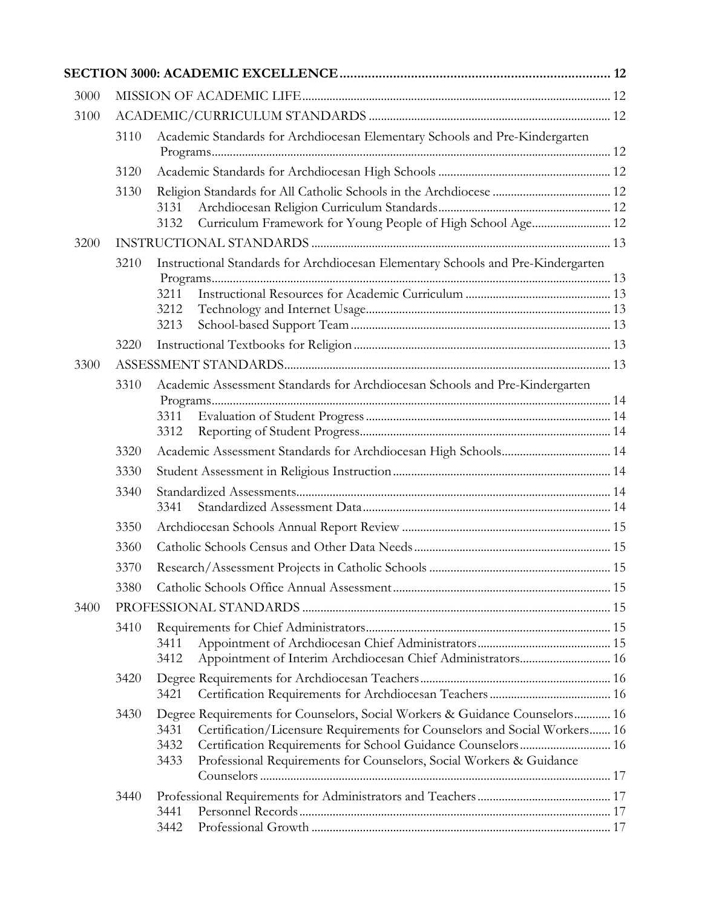**SECTION 3000: ACADEMIC EXCELLENCE** ........ 12

- 3000 MISSION OF ACADEMIC LIFE ........ 12
- 3100 ACADEMIC/CURRICULUM STANDARDS ........ 12
  - 3110 Academic Standards for Archdiocesan Elementary Schools and Pre-Kindergarten Programs ........ 12
  - 3120 Academic Standards for Archdiocesan High Schools ........ 12
  - 3130 Religion Standards for All Catholic Schools in the Archdiocese ........ 12
    - 3131 Archdiocesan Religion Curriculum Standards ........ 12
    - 3132 Curriculum Framework for Young People of High School Age ........ 12
- 3200 INSTRUCTIONAL STANDARDS ........ 13
  - 3210 Instructional Standards for Archdiocesan Elementary Schools and Pre-Kindergarten Programs ........ 13
    - 3211 Instructional Resources for Academic Curriculum ........ 13
    - 3212 Technology and Internet Usage ........ 13
    - 3213 School-based Support Team ........ 13
  - 3220 Instructional Textbooks for Religion ........ 13
- 3300 ASSESSMENT STANDARDS ........ 13
  - 3310 Academic Assessment Standards for Archdiocesan Schools and Pre-Kindergarten Programs ........ 14
    - 3311 Evaluation of Student Progress ........ 14
    - 3312 Reporting of Student Progress ........ 14
  - 3320 Academic Assessment Standards for Archdiocesan High Schools ........ 14
  - 3330 Student Assessment in Religious Instruction ........ 14
  - 3340 Standardized Assessments ........ 14
    - 3341 Standardized Assessment Data ........ 14
  - 3350 Archdiocesan Schools Annual Report Review ........ 15
  - 3360 Catholic Schools Census and Other Data Needs ........ 15
  - 3370 Research/Assessment Projects in Catholic Schools ........ 15
  - 3380 Catholic Schools Office Annual Assessment ........ 15
- 3400 PROFESSIONAL STANDARDS ........ 15
  - 3410 Requirements for Chief Administrators ........ 15
    - 3411 Appointment of Archdiocesan Chief Administrators ........ 15
    - 3412 Appointment of Interim Archdiocesan Chief Administrators ........ 16
  - 3420 Degree Requirements for Archdiocesan Teachers ........ 16
    - 3421 Certification Requirements for Archdiocesan Teachers ........ 16
  - 3430 Degree Requirements for Counselors, Social Workers & Guidance Counselors ........ 16
    - 3431 Certification/Licensure Requirements for Counselors and Social Workers ........ 16
    - 3432 Certification Requirements for School Guidance Counselors ........ 16
    - 3433 Professional Requirements for Counselors, Social Workers & Guidance Counselors ........ 17
  - 3440 Professional Requirements for Administrators and Teachers ........ 17
    - 3441 Personnel Records ........ 17
    - 3442 Professional Growth ........ 17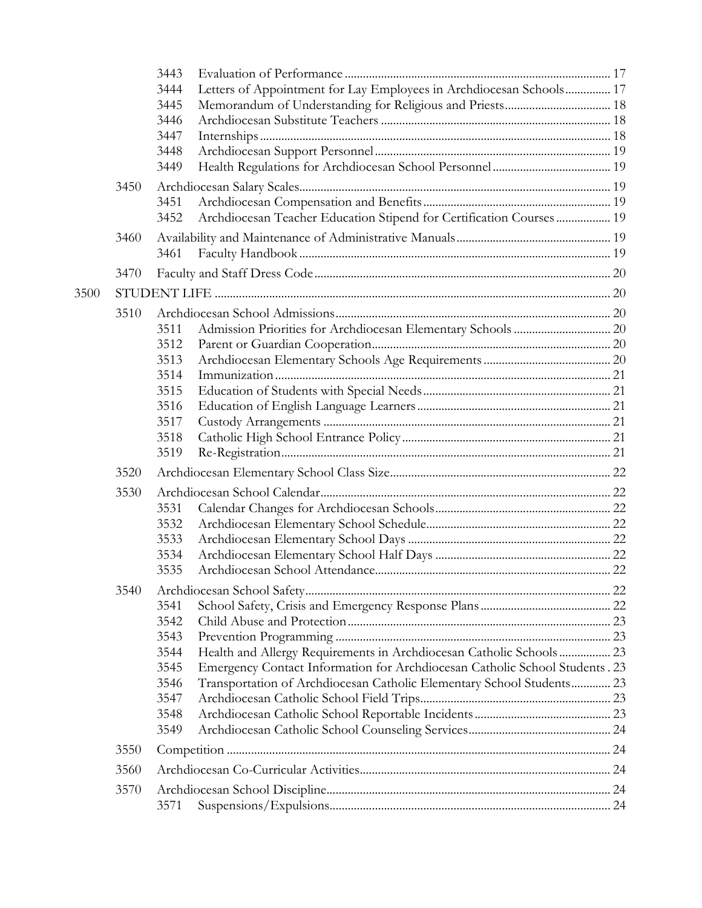| | | | |
|---|---|---|---|
| | 3443 | Evaluation of Performance | 17 |
| | 3444 | Letters of Appointment for Lay Employees in Archdiocesan Schools | 17 |
| | 3445 | Memorandum of Understanding for Religious and Priests | 18 |
| | 3446 | Archdiocesan Substitute Teachers | 18 |
| | 3447 | Internships | 18 |
| | 3448 | Archdiocesan Support Personnel | 19 |
| | 3449 | Health Regulations for Archdiocesan School Personnel | 19 |
| 3450 | | Archdiocesan Salary Scales | 19 |
| | 3451 | Archdiocesan Compensation and Benefits | 19 |
| | 3452 | Archdiocesan Teacher Education Stipend for Certification Courses | 19 |
| 3460 | | Availability and Maintenance of Administrative Manuals | 19 |
| | 3461 | Faculty Handbook | 19 |
| 3470 | | Faculty and Staff Dress Code | 20 |

3500 STUDENT LIFE ... 20

| | | | |
|---|---|---|---|
| 3510 | | Archdiocesan School Admissions | 20 |
| | 3511 | Admission Priorities for Archdiocesan Elementary Schools | 20 |
| | 3512 | Parent or Guardian Cooperation | 20 |
| | 3513 | Archdiocesan Elementary Schools Age Requirements | 20 |
| | 3514 | Immunization | 21 |
| | 3515 | Education of Students with Special Needs | 21 |
| | 3516 | Education of English Language Learners | 21 |
| | 3517 | Custody Arrangements | 21 |
| | 3518 | Catholic High School Entrance Policy | 21 |
| | 3519 | Re-Registration | 21 |
| 3520 | | Archdiocesan Elementary School Class Size | 22 |
| 3530 | | Archdiocesan School Calendar | 22 |
| | 3531 | Calendar Changes for Archdiocesan Schools | 22 |
| | 3532 | Archdiocesan Elementary School Schedule | 22 |
| | 3533 | Archdiocesan Elementary School Days | 22 |
| | 3534 | Archdiocesan Elementary School Half Days | 22 |
| | 3535 | Archdiocesan School Attendance | 22 |
| 3540 | | Archdiocesan School Safety | 22 |
| | 3541 | School Safety, Crisis and Emergency Response Plans | 22 |
| | 3542 | Child Abuse and Protection | 23 |
| | 3543 | Prevention Programming | 23 |
| | 3544 | Health and Allergy Requirements in Archdiocesan Catholic Schools | 23 |
| | 3545 | Emergency Contact Information for Archdiocesan Catholic School Students | 23 |
| | 3546 | Transportation of Archdiocesan Catholic Elementary School Students | 23 |
| | 3547 | Archdiocesan Catholic School Field Trips | 23 |
| | 3548 | Archdiocesan Catholic School Reportable Incidents | 23 |
| | 3549 | Archdiocesan Catholic School Counseling Services | 24 |
| 3550 | | Competition | 24 |
| 3560 | | Archdiocesan Co-Curricular Activities | 24 |
| 3570 | | Archdiocesan School Discipline | 24 |
| | 3571 | Suspensions/Expulsions | 24 |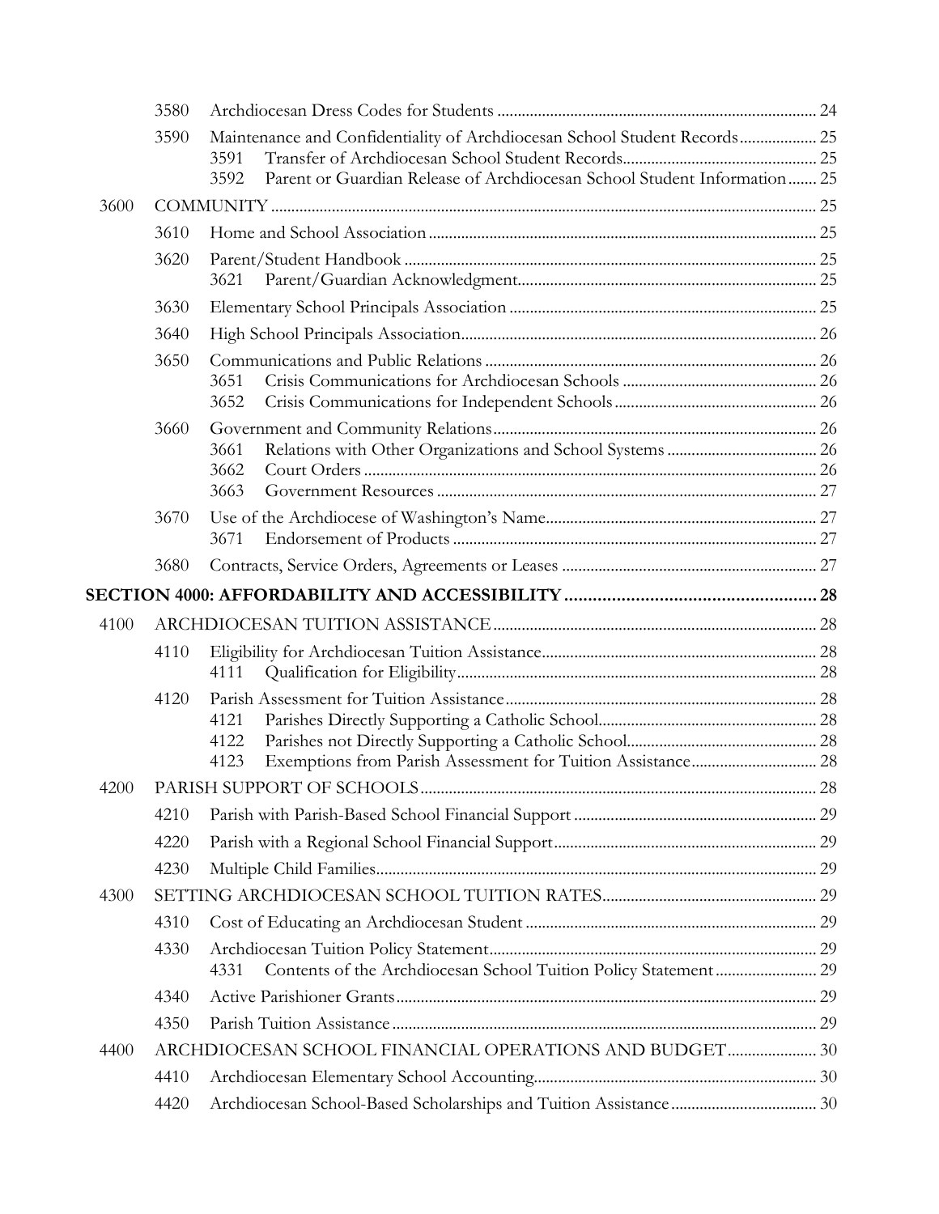| | | | Page |
|---|---|---|---|
| | 3580 | Archdiocesan Dress Codes for Students | 24 |
| | 3590 | Maintenance and Confidentiality of Archdiocesan School Student Records | 25 |
| | | 3591 Transfer of Archdiocesan School Student Records | 25 |
| | | 3592 Parent or Guardian Release of Archdiocesan School Student Information | 25 |
| 3600 | COMMUNITY | | 25 |
| | 3610 | Home and School Association | 25 |
| | 3620 | Parent/Student Handbook | 25 |
| | | 3621 Parent/Guardian Acknowledgment | 25 |
| | 3630 | Elementary School Principals Association | 25 |
| | 3640 | High School Principals Association | 26 |
| | 3650 | Communications and Public Relations | 26 |
| | | 3651 Crisis Communications for Archdiocesan Schools | 26 |
| | | 3652 Crisis Communications for Independent Schools | 26 |
| | 3660 | Government and Community Relations | 26 |
| | | 3661 Relations with Other Organizations and School Systems | 26 |
| | | 3662 Court Orders | 26 |
| | | 3663 Government Resources | 27 |
| | 3670 | Use of the Archdiocese of Washington's Name | 27 |
| | | 3671 Endorsement of Products | 27 |
| | 3680 | Contracts, Service Orders, Agreements or Leases | 27 |
| **SECTION 4000: AFFORDABILITY AND ACCESSIBILITY** | | | **28** |
| 4100 | ARCHDIOCESAN TUITION ASSISTANCE | | 28 |
| | 4110 | Eligibility for Archdiocesan Tuition Assistance | 28 |
| | | 4111 Qualification for Eligibility | 28 |
| | 4120 | Parish Assessment for Tuition Assistance | 28 |
| | | 4121 Parishes Directly Supporting a Catholic School | 28 |
| | | 4122 Parishes not Directly Supporting a Catholic School | 28 |
| | | 4123 Exemptions from Parish Assessment for Tuition Assistance | 28 |
| 4200 | PARISH SUPPORT OF SCHOOLS | | 28 |
| | 4210 | Parish with Parish-Based School Financial Support | 29 |
| | 4220 | Parish with a Regional School Financial Support | 29 |
| | 4230 | Multiple Child Families | 29 |
| 4300 | SETTING ARCHDIOCESAN SCHOOL TUITION RATES | | 29 |
| | 4310 | Cost of Educating an Archdiocesan Student | 29 |
| | 4330 | Archdiocesan Tuition Policy Statement | 29 |
| | | 4331 Contents of the Archdiocesan School Tuition Policy Statement | 29 |
| | 4340 | Active Parishioner Grants | 29 |
| | 4350 | Parish Tuition Assistance | 29 |
| 4400 | ARCHDIOCESAN SCHOOL FINANCIAL OPERATIONS AND BUDGET | | 30 |
| | 4410 | Archdiocesan Elementary School Accounting | 30 |
| | 4420 | Archdiocesan School-Based Scholarships and Tuition Assistance | 30 |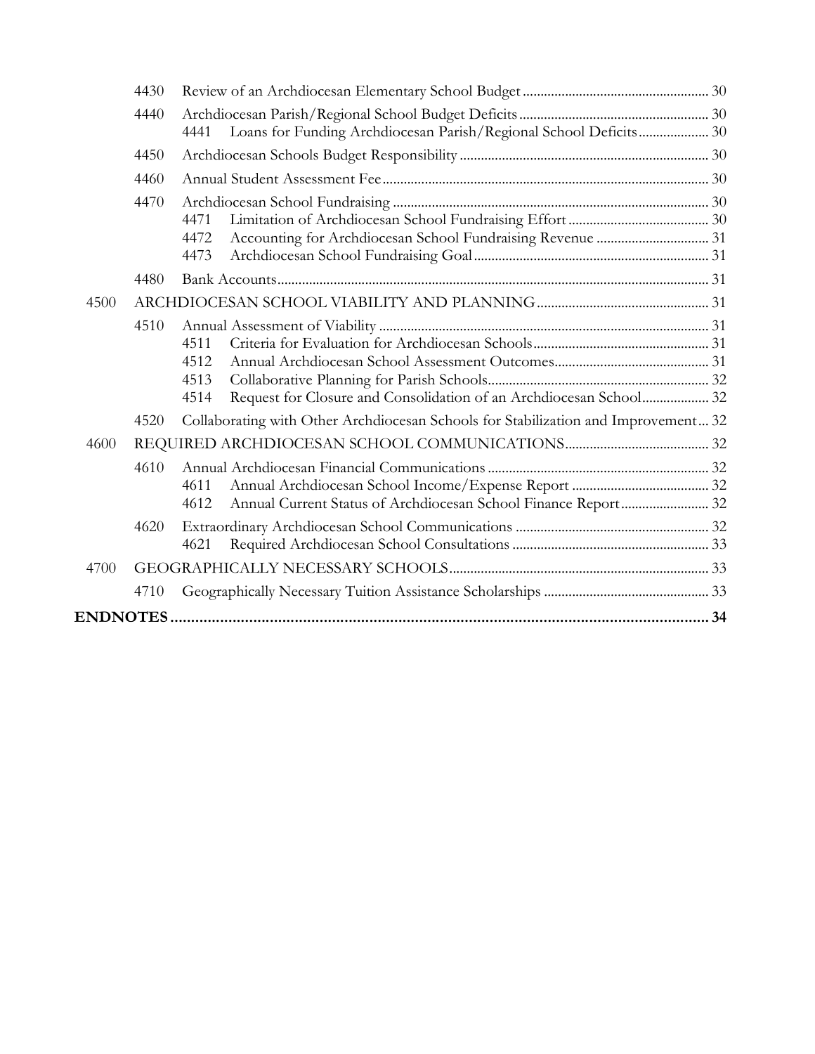| | | | |
|---|---|---|---|
| | 4430 | Review of an Archdiocesan Elementary School Budget | 30 |
| | 4440 | Archdiocesan Parish/Regional School Budget Deficits | 30 |
| | | 4441 Loans for Funding Archdiocesan Parish/Regional School Deficits | 30 |
| | 4450 | Archdiocesan Schools Budget Responsibility | 30 |
| | 4460 | Annual Student Assessment Fee | 30 |
| | 4470 | Archdiocesan School Fundraising | 30 |
| | | 4471 Limitation of Archdiocesan School Fundraising Effort | 30 |
| | | 4472 Accounting for Archdiocesan School Fundraising Revenue | 31 |
| | | 4473 Archdiocesan School Fundraising Goal | 31 |
| | 4480 | Bank Accounts | 31 |
| 4500 | | ARCHDIOCESAN SCHOOL VIABILITY AND PLANNING | 31 |
| | 4510 | Annual Assessment of Viability | 31 |
| | | 4511 Criteria for Evaluation for Archdiocesan Schools | 31 |
| | | 4512 Annual Archdiocesan School Assessment Outcomes | 31 |
| | | 4513 Collaborative Planning for Parish Schools | 32 |
| | | 4514 Request for Closure and Consolidation of an Archdiocesan School | 32 |
| | 4520 | Collaborating with Other Archdiocesan Schools for Stabilization and Improvement | 32 |
| 4600 | | REQUIRED ARCHDIOCESAN SCHOOL COMMUNICATIONS | 32 |
| | 4610 | Annual Archdiocesan Financial Communications | 32 |
| | | 4611 Annual Archdiocesan School Income/Expense Report | 32 |
| | | 4612 Annual Current Status of Archdiocesan School Finance Report | 32 |
| | 4620 | Extraordinary Archdiocesan School Communications | 32 |
| | | 4621 Required Archdiocesan School Consultations | 33 |
| 4700 | | GEOGRAPHICALLY NECESSARY SCHOOLS | 33 |
| | 4710 | Geographically Necessary Tuition Assistance Scholarships | 33 |
| **ENDNOTES** | | | **34** |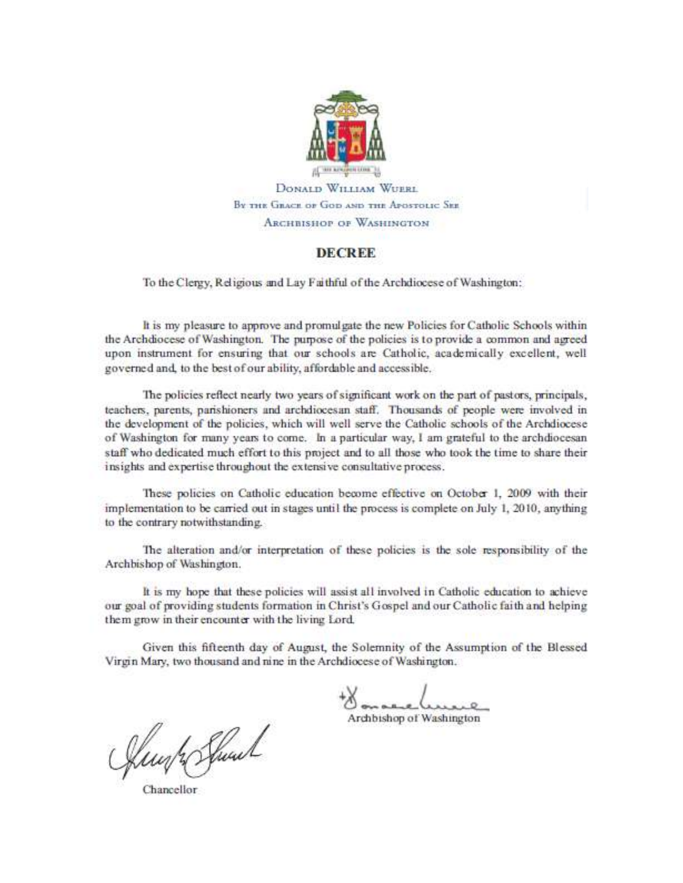Donald William Wuerl

By the Grace of God and the Apostolic See

Archbishop of Washington

## DECREE

To the Clergy, Religious and Lay Faithful of the Archdiocese of Washington:

It is my pleasure to approve and promulgate the new Policies for Catholic Schools within the Archdiocese of Washington. The purpose of the policies is to provide a common and agreed upon instrument for ensuring that our schools are Catholic, academically excellent, well governed and, to the best of our ability, affordable and accessible.

The policies reflect nearly two years of significant work on the part of pastors, principals, teachers, parents, parishioners and archdiocesan staff. Thousands of people were involved in the development of the policies, which will well serve the Catholic schools of the Archdiocese of Washington for many years to come. In a particular way, I am grateful to the archdiocesan staff who dedicated much effort to this project and to all those who took the time to share their insights and expertise throughout the extensive consultative process.

These policies on Catholic education become effective on October 1, 2009 with their implementation to be carried out in stages until the process is complete on July 1, 2010, anything to the contrary notwithstanding.

The alteration and/or interpretation of these policies is the sole responsibility of the Archbishop of Washington.

It is my hope that these policies will assist all involved in Catholic education to achieve our goal of providing students formation in Christ's Gospel and our Catholic faith and helping them grow in their encounter with the living Lord.

Given this fifteenth day of August, the Solemnity of the Assumption of the Blessed Virgin Mary, two thousand and nine in the Archdiocese of Washington.

Archbishop of Washington

Chancellor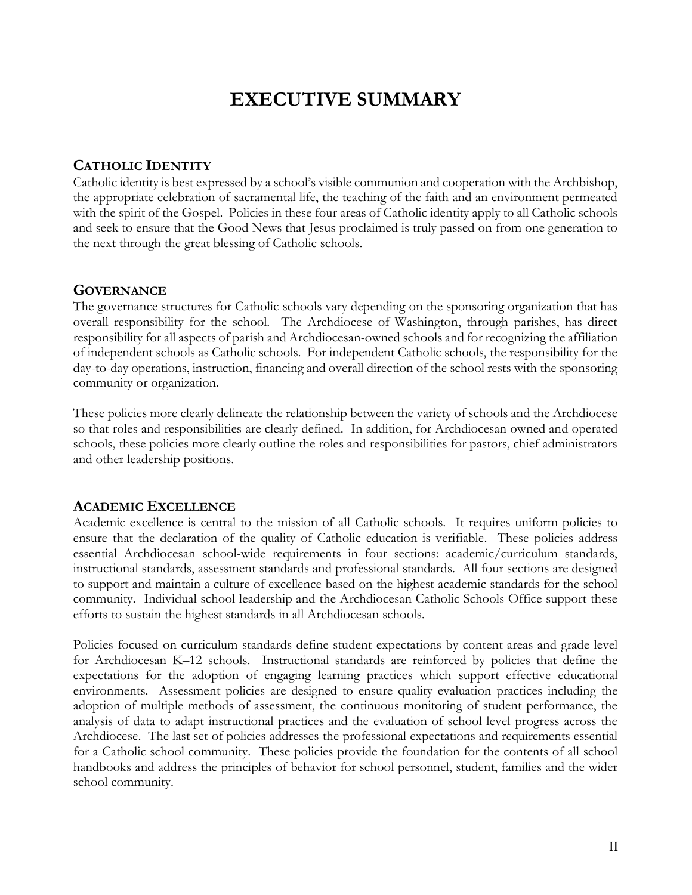# EXECUTIVE SUMMARY

## CATHOLIC IDENTITY

Catholic identity is best expressed by a school's visible communion and cooperation with the Archbishop, the appropriate celebration of sacramental life, the teaching of the faith and an environment permeated with the spirit of the Gospel. Policies in these four areas of Catholic identity apply to all Catholic schools and seek to ensure that the Good News that Jesus proclaimed is truly passed on from one generation to the next through the great blessing of Catholic schools.

## GOVERNANCE

The governance structures for Catholic schools vary depending on the sponsoring organization that has overall responsibility for the school. The Archdiocese of Washington, through parishes, has direct responsibility for all aspects of parish and Archdiocesan-owned schools and for recognizing the affiliation of independent schools as Catholic schools. For independent Catholic schools, the responsibility for the day-to-day operations, instruction, financing and overall direction of the school rests with the sponsoring community or organization.

These policies more clearly delineate the relationship between the variety of schools and the Archdiocese so that roles and responsibilities are clearly defined. In addition, for Archdiocesan owned and operated schools, these policies more clearly outline the roles and responsibilities for pastors, chief administrators and other leadership positions.

## ACADEMIC EXCELLENCE

Academic excellence is central to the mission of all Catholic schools. It requires uniform policies to ensure that the declaration of the quality of Catholic education is verifiable. These policies address essential Archdiocesan school-wide requirements in four sections: academic/curriculum standards, instructional standards, assessment standards and professional standards. All four sections are designed to support and maintain a culture of excellence based on the highest academic standards for the school community. Individual school leadership and the Archdiocesan Catholic Schools Office support these efforts to sustain the highest standards in all Archdiocesan schools.

Policies focused on curriculum standards define student expectations by content areas and grade level for Archdiocesan K–12 schools. Instructional standards are reinforced by policies that define the expectations for the adoption of engaging learning practices which support effective educational environments. Assessment policies are designed to ensure quality evaluation practices including the adoption of multiple methods of assessment, the continuous monitoring of student performance, the analysis of data to adapt instructional practices and the evaluation of school level progress across the Archdiocese. The last set of policies addresses the professional expectations and requirements essential for a Catholic school community. These policies provide the foundation for the contents of all school handbooks and address the principles of behavior for school personnel, student, families and the wider school community.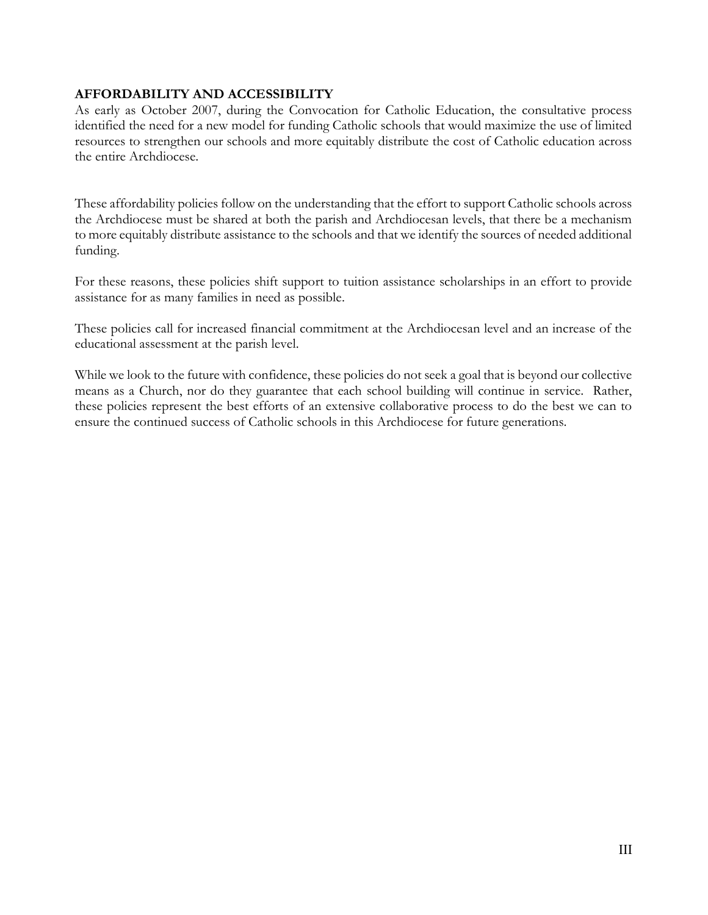## AFFORDABILITY AND ACCESSIBILITY

As early as October 2007, during the Convocation for Catholic Education, the consultative process identified the need for a new model for funding Catholic schools that would maximize the use of limited resources to strengthen our schools and more equitably distribute the cost of Catholic education across the entire Archdiocese.

These affordability policies follow on the understanding that the effort to support Catholic schools across the Archdiocese must be shared at both the parish and Archdiocesan levels, that there be a mechanism to more equitably distribute assistance to the schools and that we identify the sources of needed additional funding.

For these reasons, these policies shift support to tuition assistance scholarships in an effort to provide assistance for as many families in need as possible.

These policies call for increased financial commitment at the Archdiocesan level and an increase of the educational assessment at the parish level.

While we look to the future with confidence, these policies do not seek a goal that is beyond our collective means as a Church, nor do they guarantee that each school building will continue in service. Rather, these policies represent the best efforts of an extensive collaborative process to do the best we can to ensure the continued success of Catholic schools in this Archdiocese for future generations.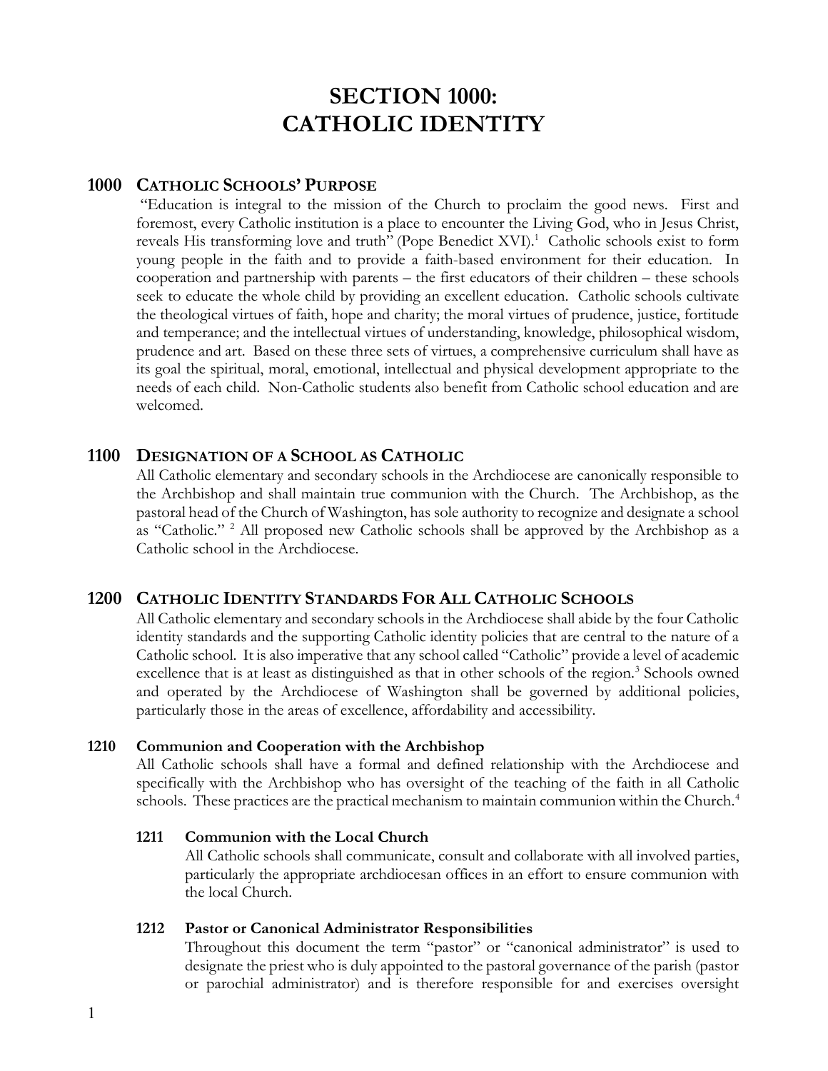# SECTION 1000: CATHOLIC IDENTITY

## 1000 CATHOLIC SCHOOLS' PURPOSE

"Education is integral to the mission of the Church to proclaim the good news. First and foremost, every Catholic institution is a place to encounter the Living God, who in Jesus Christ, reveals His transforming love and truth" (Pope Benedict XVI).[1] Catholic schools exist to form young people in the faith and to provide a faith-based environment for their education. In cooperation and partnership with parents – the first educators of their children – these schools seek to educate the whole child by providing an excellent education. Catholic schools cultivate the theological virtues of faith, hope and charity; the moral virtues of prudence, justice, fortitude and temperance; and the intellectual virtues of understanding, knowledge, philosophical wisdom, prudence and art. Based on these three sets of virtues, a comprehensive curriculum shall have as its goal the spiritual, moral, emotional, intellectual and physical development appropriate to the needs of each child. Non-Catholic students also benefit from Catholic school education and are welcomed.

## 1100 DESIGNATION OF A SCHOOL AS CATHOLIC

All Catholic elementary and secondary schools in the Archdiocese are canonically responsible to the Archbishop and shall maintain true communion with the Church. The Archbishop, as the pastoral head of the Church of Washington, has sole authority to recognize and designate a school as "Catholic." [2] All proposed new Catholic schools shall be approved by the Archbishop as a Catholic school in the Archdiocese.

## 1200 CATHOLIC IDENTITY STANDARDS FOR ALL CATHOLIC SCHOOLS

All Catholic elementary and secondary schools in the Archdiocese shall abide by the four Catholic identity standards and the supporting Catholic identity policies that are central to the nature of a Catholic school. It is also imperative that any school called "Catholic" provide a level of academic excellence that is at least as distinguished as that in other schools of the region.[3] Schools owned and operated by the Archdiocese of Washington shall be governed by additional policies, particularly those in the areas of excellence, affordability and accessibility.

### 1210 Communion and Cooperation with the Archbishop

All Catholic schools shall have a formal and defined relationship with the Archdiocese and specifically with the Archbishop who has oversight of the teaching of the faith in all Catholic schools. These practices are the practical mechanism to maintain communion within the Church.[4]

#### 1211 Communion with the Local Church

All Catholic schools shall communicate, consult and collaborate with all involved parties, particularly the appropriate archdiocesan offices in an effort to ensure communion with the local Church.

#### 1212 Pastor or Canonical Administrator Responsibilities

Throughout this document the term "pastor" or "canonical administrator" is used to designate the priest who is duly appointed to the pastoral governance of the parish (pastor or parochial administrator) and is therefore responsible for and exercises oversight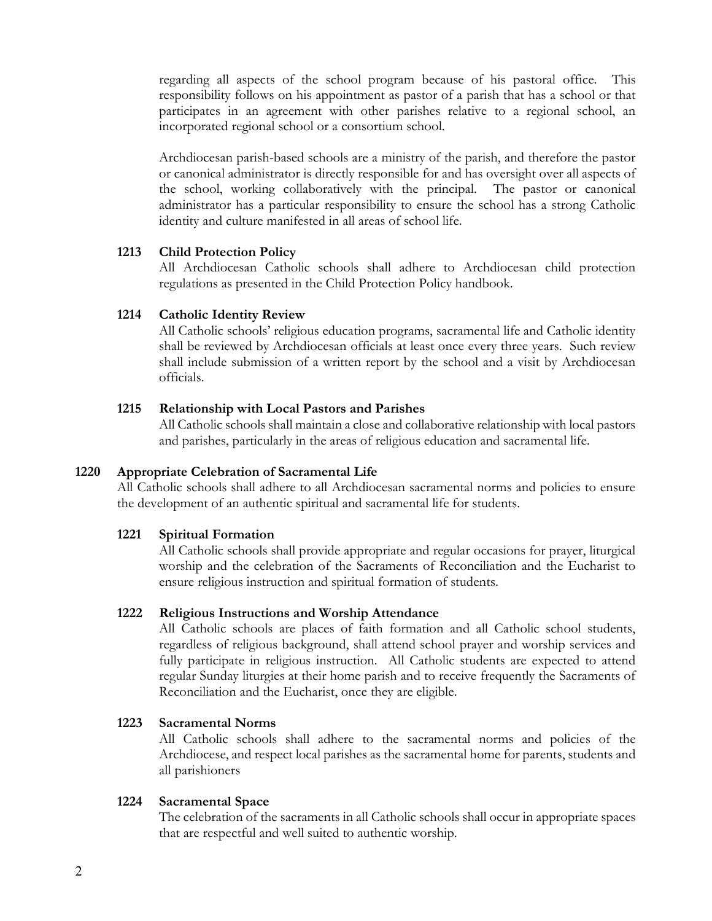regarding all aspects of the school program because of his pastoral office. This responsibility follows on his appointment as pastor of a parish that has a school or that participates in an agreement with other parishes relative to a regional school, an incorporated regional school or a consortium school.

Archdiocesan parish-based schools are a ministry of the parish, and therefore the pastor or canonical administrator is directly responsible for and has oversight over all aspects of the school, working collaboratively with the principal. The pastor or canonical administrator has a particular responsibility to ensure the school has a strong Catholic identity and culture manifested in all areas of school life.

### 1213 Child Protection Policy

All Archdiocesan Catholic schools shall adhere to Archdiocesan child protection regulations as presented in the Child Protection Policy handbook.

### 1214 Catholic Identity Review

All Catholic schools' religious education programs, sacramental life and Catholic identity shall be reviewed by Archdiocesan officials at least once every three years. Such review shall include submission of a written report by the school and a visit by Archdiocesan officials.

### 1215 Relationship with Local Pastors and Parishes

All Catholic schools shall maintain a close and collaborative relationship with local pastors and parishes, particularly in the areas of religious education and sacramental life.

## 1220 Appropriate Celebration of Sacramental Life

All Catholic schools shall adhere to all Archdiocesan sacramental norms and policies to ensure the development of an authentic spiritual and sacramental life for students.

### 1221 Spiritual Formation

All Catholic schools shall provide appropriate and regular occasions for prayer, liturgical worship and the celebration of the Sacraments of Reconciliation and the Eucharist to ensure religious instruction and spiritual formation of students.

### 1222 Religious Instructions and Worship Attendance

All Catholic schools are places of faith formation and all Catholic school students, regardless of religious background, shall attend school prayer and worship services and fully participate in religious instruction. All Catholic students are expected to attend regular Sunday liturgies at their home parish and to receive frequently the Sacraments of Reconciliation and the Eucharist, once they are eligible.

### 1223 Sacramental Norms

All Catholic schools shall adhere to the sacramental norms and policies of the Archdiocese, and respect local parishes as the sacramental home for parents, students and all parishioners

### 1224 Sacramental Space

The celebration of the sacraments in all Catholic schools shall occur in appropriate spaces that are respectful and well suited to authentic worship.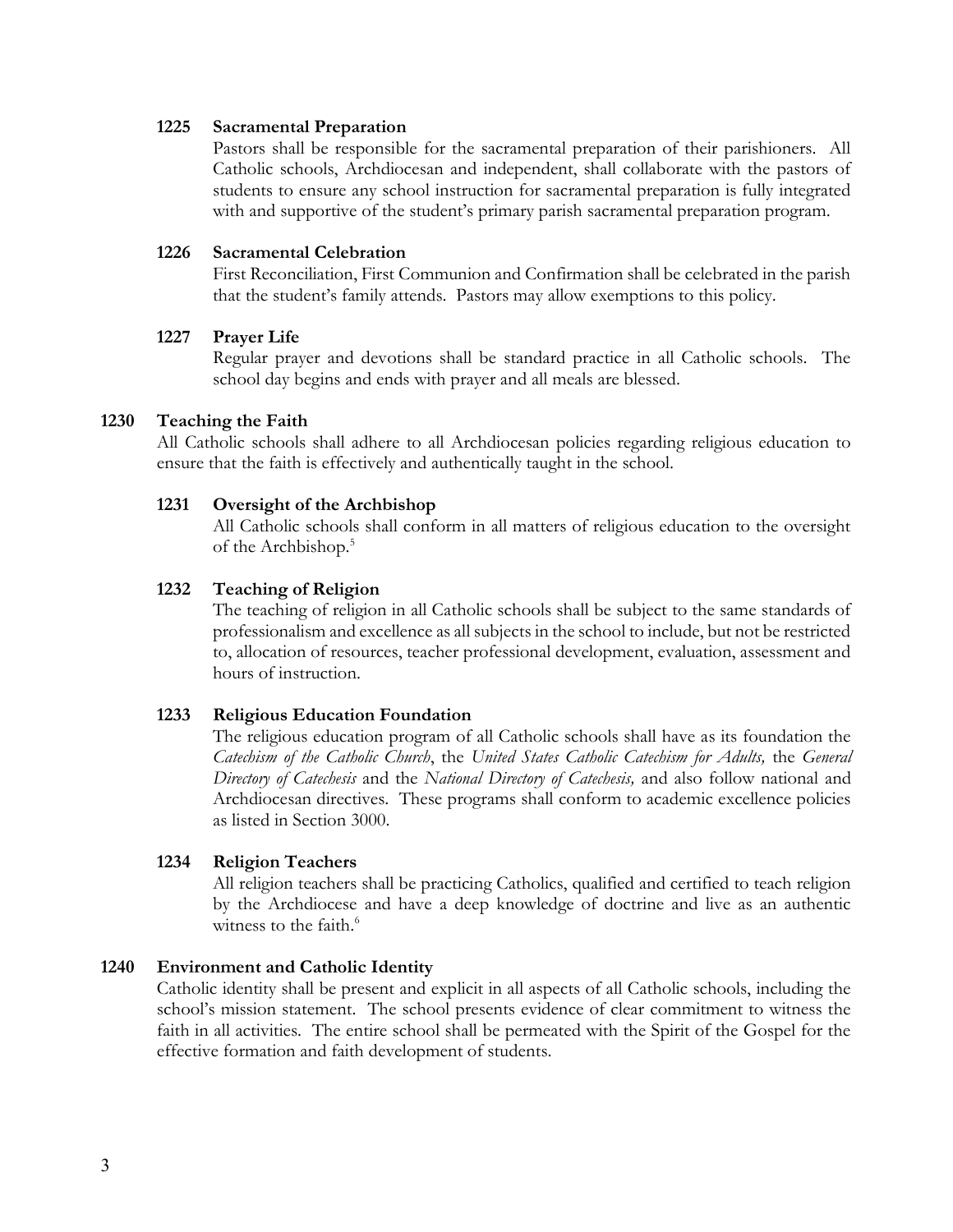### 1225 Sacramental Preparation

Pastors shall be responsible for the sacramental preparation of their parishioners. All Catholic schools, Archdiocesan and independent, shall collaborate with the pastors of students to ensure any school instruction for sacramental preparation is fully integrated with and supportive of the student's primary parish sacramental preparation program.

### 1226 Sacramental Celebration

First Reconciliation, First Communion and Confirmation shall be celebrated in the parish that the student's family attends. Pastors may allow exemptions to this policy.

### 1227 Prayer Life

Regular prayer and devotions shall be standard practice in all Catholic schools. The school day begins and ends with prayer and all meals are blessed.

## 1230 Teaching the Faith

All Catholic schools shall adhere to all Archdiocesan policies regarding religious education to ensure that the faith is effectively and authentically taught in the school.

### 1231 Oversight of the Archbishop

All Catholic schools shall conform in all matters of religious education to the oversight of the Archbishop.[5]

### 1232 Teaching of Religion

The teaching of religion in all Catholic schools shall be subject to the same standards of professionalism and excellence as all subjects in the school to include, but not be restricted to, allocation of resources, teacher professional development, evaluation, assessment and hours of instruction.

### 1233 Religious Education Foundation

The religious education program of all Catholic schools shall have as its foundation the *Catechism of the Catholic Church*, the *United States Catholic Catechism for Adults,* the *General Directory of Catechesis* and the *National Directory of Catechesis,* and also follow national and Archdiocesan directives. These programs shall conform to academic excellence policies as listed in Section 3000.

### 1234 Religion Teachers

All religion teachers shall be practicing Catholics, qualified and certified to teach religion by the Archdiocese and have a deep knowledge of doctrine and live as an authentic witness to the faith.[6]

## 1240 Environment and Catholic Identity

Catholic identity shall be present and explicit in all aspects of all Catholic schools, including the school's mission statement. The school presents evidence of clear commitment to witness the faith in all activities. The entire school shall be permeated with the Spirit of the Gospel for the effective formation and faith development of students.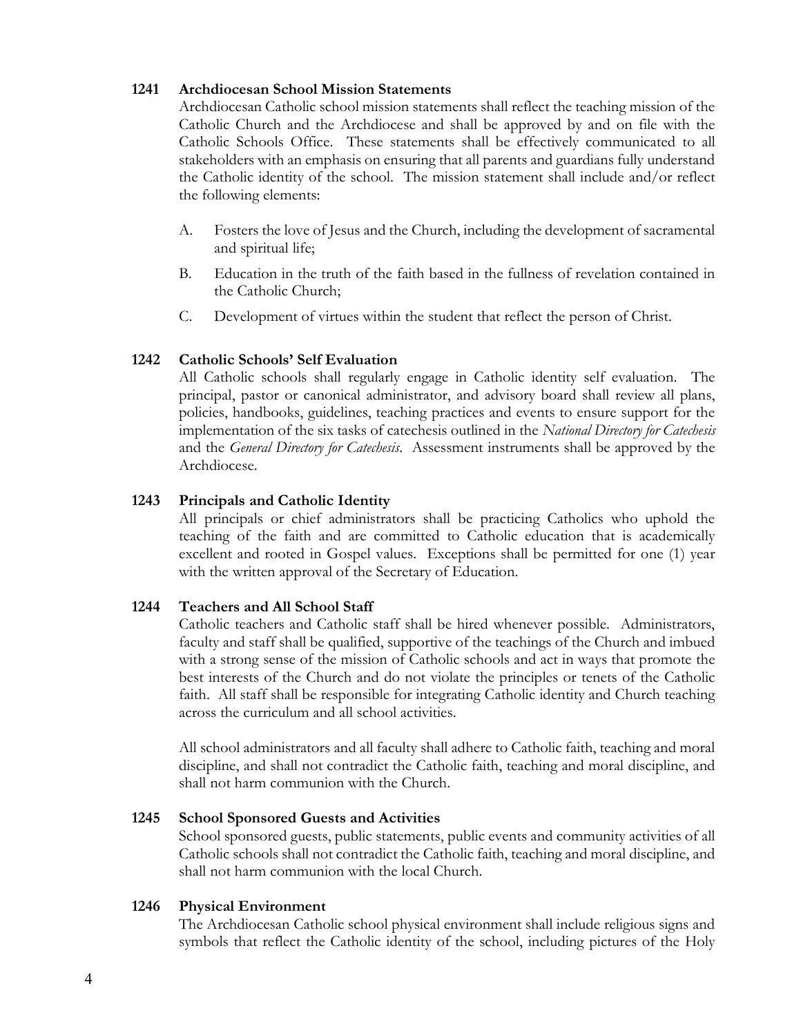### 1241 Archdiocesan School Mission Statements

Archdiocesan Catholic school mission statements shall reflect the teaching mission of the Catholic Church and the Archdiocese and shall be approved by and on file with the Catholic Schools Office. These statements shall be effectively communicated to all stakeholders with an emphasis on ensuring that all parents and guardians fully understand the Catholic identity of the school. The mission statement shall include and/or reflect the following elements:

A. Fosters the love of Jesus and the Church, including the development of sacramental and spiritual life;

B. Education in the truth of the faith based in the fullness of revelation contained in the Catholic Church;

C. Development of virtues within the student that reflect the person of Christ.

### 1242 Catholic Schools' Self Evaluation

All Catholic schools shall regularly engage in Catholic identity self evaluation. The principal, pastor or canonical administrator, and advisory board shall review all plans, policies, handbooks, guidelines, teaching practices and events to ensure support for the implementation of the six tasks of catechesis outlined in the *National Directory for Catechesis* and the *General Directory for Catechesis*. Assessment instruments shall be approved by the Archdiocese.

### 1243 Principals and Catholic Identity

All principals or chief administrators shall be practicing Catholics who uphold the teaching of the faith and are committed to Catholic education that is academically excellent and rooted in Gospel values. Exceptions shall be permitted for one (1) year with the written approval of the Secretary of Education.

### 1244 Teachers and All School Staff

Catholic teachers and Catholic staff shall be hired whenever possible. Administrators, faculty and staff shall be qualified, supportive of the teachings of the Church and imbued with a strong sense of the mission of Catholic schools and act in ways that promote the best interests of the Church and do not violate the principles or tenets of the Catholic faith. All staff shall be responsible for integrating Catholic identity and Church teaching across the curriculum and all school activities.

All school administrators and all faculty shall adhere to Catholic faith, teaching and moral discipline, and shall not contradict the Catholic faith, teaching and moral discipline, and shall not harm communion with the Church.

### 1245 School Sponsored Guests and Activities

School sponsored guests, public statements, public events and community activities of all Catholic schools shall not contradict the Catholic faith, teaching and moral discipline, and shall not harm communion with the local Church.

### 1246 Physical Environment

The Archdiocesan Catholic school physical environment shall include religious signs and symbols that reflect the Catholic identity of the school, including pictures of the Holy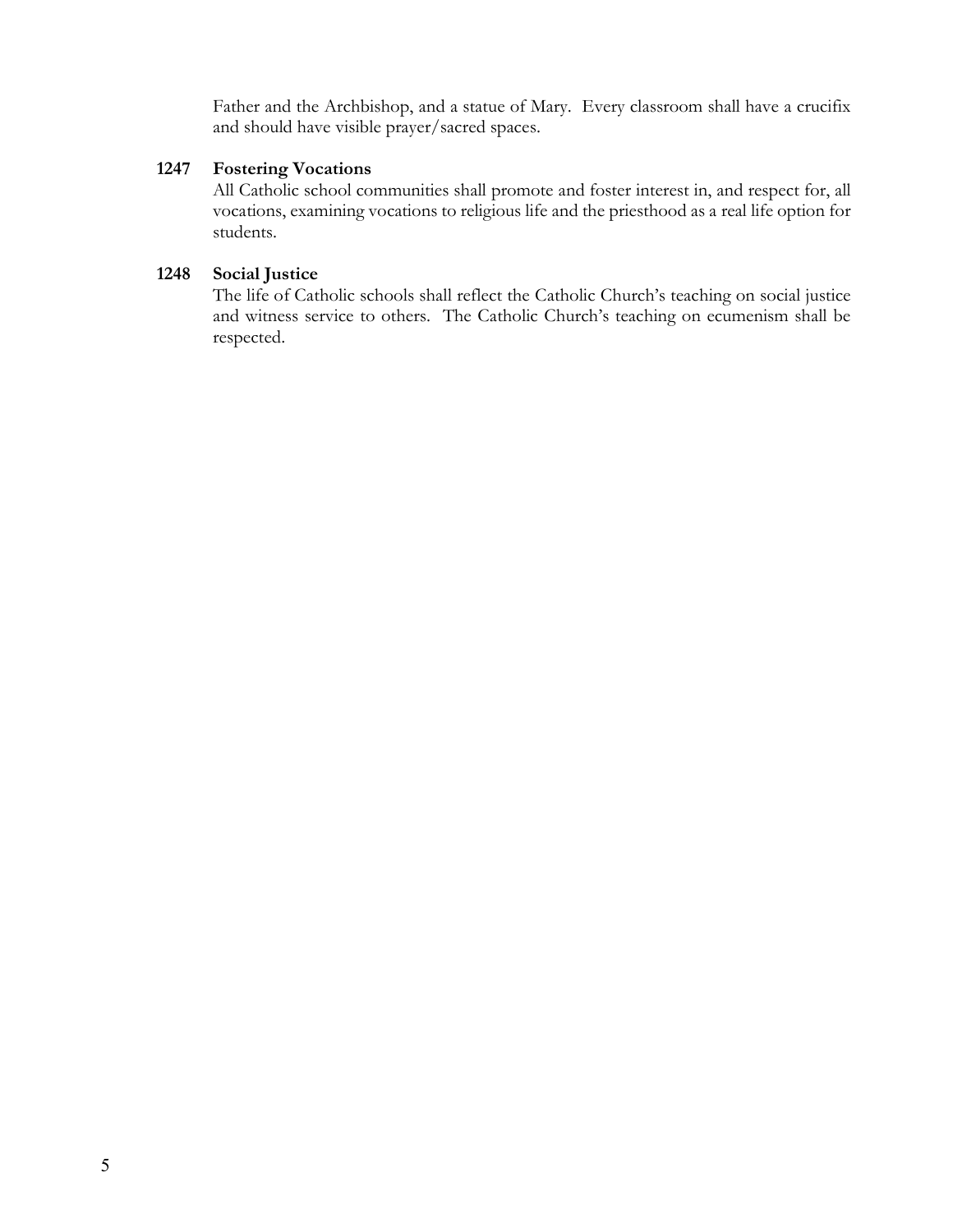Father and the Archbishop, and a statue of Mary. Every classroom shall have a crucifix and should have visible prayer/sacred spaces.

### 1247 Fostering Vocations

All Catholic school communities shall promote and foster interest in, and respect for, all vocations, examining vocations to religious life and the priesthood as a real life option for students.

### 1248 Social Justice

The life of Catholic schools shall reflect the Catholic Church's teaching on social justice and witness service to others. The Catholic Church's teaching on ecumenism shall be respected.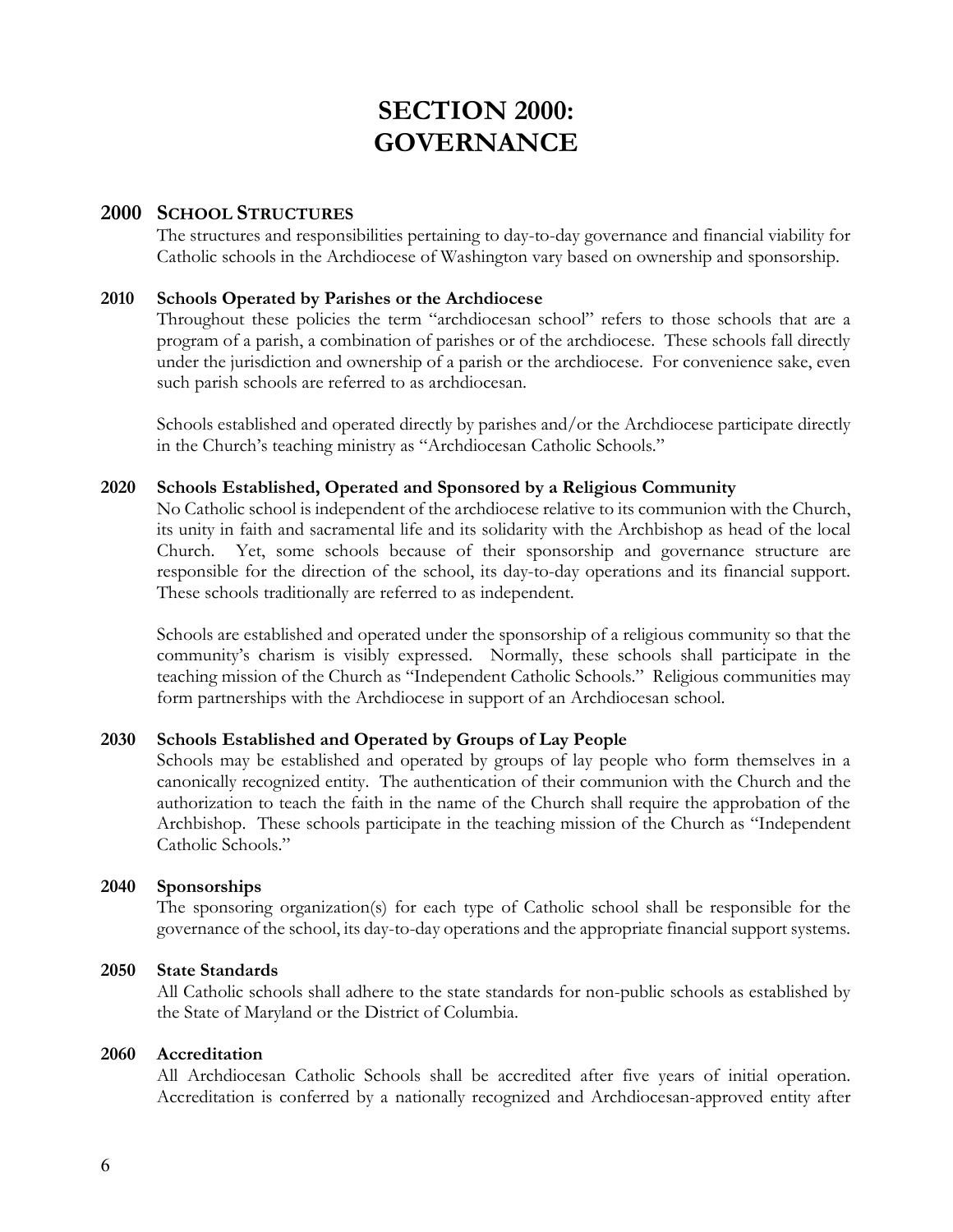# SECTION 2000: GOVERNANCE

## 2000 SCHOOL STRUCTURES

The structures and responsibilities pertaining to day-to-day governance and financial viability for Catholic schools in the Archdiocese of Washington vary based on ownership and sponsorship.

### 2010 Schools Operated by Parishes or the Archdiocese

Throughout these policies the term "archdiocesan school" refers to those schools that are a program of a parish, a combination of parishes or of the archdiocese. These schools fall directly under the jurisdiction and ownership of a parish or the archdiocese. For convenience sake, even such parish schools are referred to as archdiocesan.

Schools established and operated directly by parishes and/or the Archdiocese participate directly in the Church's teaching ministry as "Archdiocesan Catholic Schools."

### 2020 Schools Established, Operated and Sponsored by a Religious Community

No Catholic school is independent of the archdiocese relative to its communion with the Church, its unity in faith and sacramental life and its solidarity with the Archbishop as head of the local Church. Yet, some schools because of their sponsorship and governance structure are responsible for the direction of the school, its day-to-day operations and its financial support. These schools traditionally are referred to as independent.

Schools are established and operated under the sponsorship of a religious community so that the community's charism is visibly expressed. Normally, these schools shall participate in the teaching mission of the Church as "Independent Catholic Schools." Religious communities may form partnerships with the Archdiocese in support of an Archdiocesan school.

### 2030 Schools Established and Operated by Groups of Lay People

Schools may be established and operated by groups of lay people who form themselves in a canonically recognized entity. The authentication of their communion with the Church and the authorization to teach the faith in the name of the Church shall require the approbation of the Archbishop. These schools participate in the teaching mission of the Church as "Independent Catholic Schools."

### 2040 Sponsorships

The sponsoring organization(s) for each type of Catholic school shall be responsible for the governance of the school, its day-to-day operations and the appropriate financial support systems.

### 2050 State Standards

All Catholic schools shall adhere to the state standards for non-public schools as established by the State of Maryland or the District of Columbia.

### 2060 Accreditation

All Archdiocesan Catholic Schools shall be accredited after five years of initial operation. Accreditation is conferred by a nationally recognized and Archdiocesan-approved entity after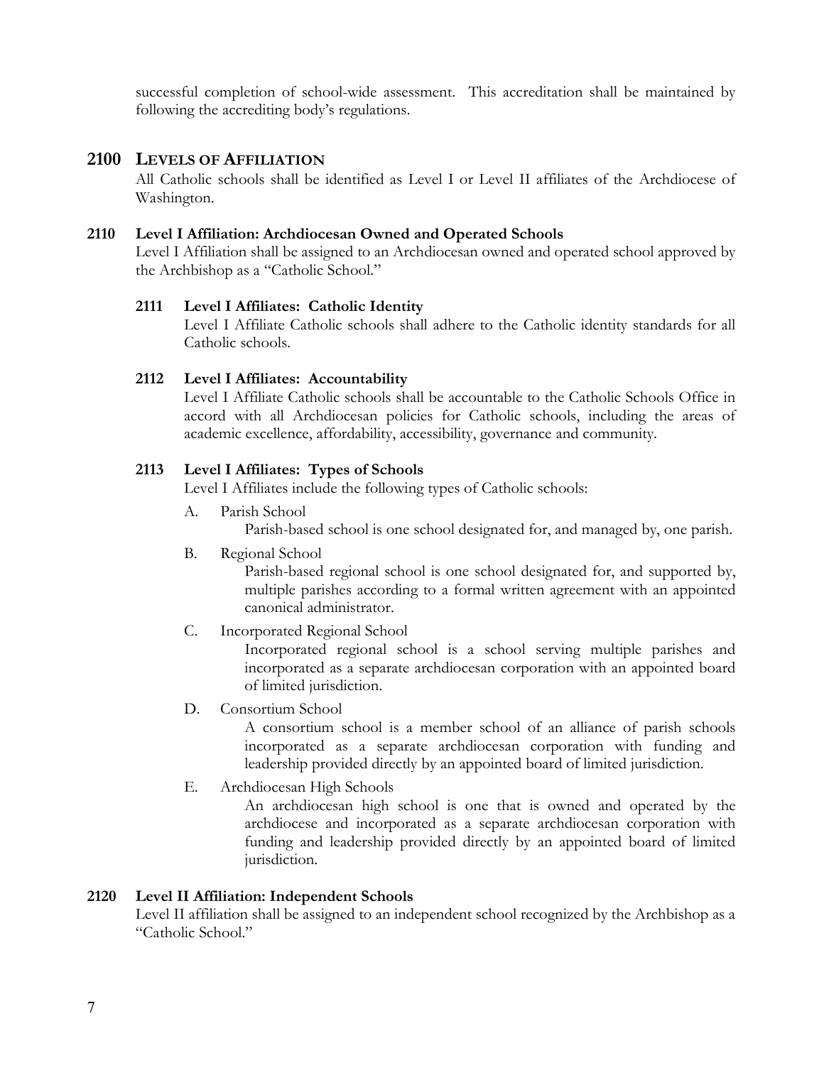successful completion of school-wide assessment. This accreditation shall be maintained by following the accrediting body's regulations.

## 2100 LEVELS OF AFFILIATION

All Catholic schools shall be identified as Level I or Level II affiliates of the Archdiocese of Washington.

### 2110 Level I Affiliation: Archdiocesan Owned and Operated Schools

Level I Affiliation shall be assigned to an Archdiocesan owned and operated school approved by the Archbishop as a "Catholic School."

#### 2111 Level I Affiliates: Catholic Identity

Level I Affiliate Catholic schools shall adhere to the Catholic identity standards for all Catholic schools.

#### 2112 Level I Affiliates: Accountability

Level I Affiliate Catholic schools shall be accountable to the Catholic Schools Office in accord with all Archdiocesan policies for Catholic schools, including the areas of academic excellence, affordability, accessibility, governance and community.

#### 2113 Level I Affiliates: Types of Schools

Level I Affiliates include the following types of Catholic schools:

A. Parish School

Parish-based school is one school designated for, and managed by, one parish.

B. Regional School

Parish-based regional school is one school designated for, and supported by, multiple parishes according to a formal written agreement with an appointed canonical administrator.

C. Incorporated Regional School

Incorporated regional school is a school serving multiple parishes and incorporated as a separate archdiocesan corporation with an appointed board of limited jurisdiction.

D. Consortium School

A consortium school is a member school of an alliance of parish schools incorporated as a separate archdiocesan corporation with funding and leadership provided directly by an appointed board of limited jurisdiction.

E. Archdiocesan High Schools

An archdiocesan high school is one that is owned and operated by the archdiocese and incorporated as a separate archdiocesan corporation with funding and leadership provided directly by an appointed board of limited jurisdiction.

### 2120 Level II Affiliation: Independent Schools

Level II affiliation shall be assigned to an independent school recognized by the Archbishop as a "Catholic School."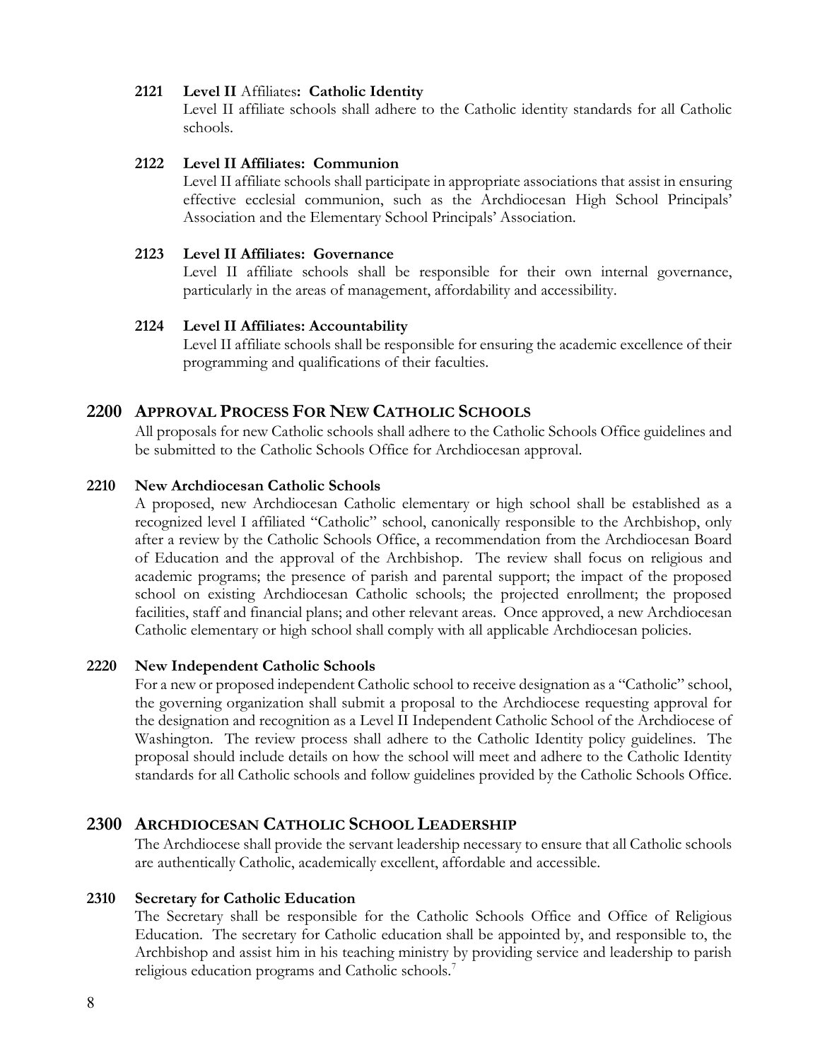#### 2121 **Level II** Affiliates**: Catholic Identity**

Level II affiliate schools shall adhere to the Catholic identity standards for all Catholic schools.

#### 2122 Level II Affiliates: Communion

Level II affiliate schools shall participate in appropriate associations that assist in ensuring effective ecclesial communion, such as the Archdiocesan High School Principals' Association and the Elementary School Principals' Association.

#### 2123 Level II Affiliates: Governance

Level II affiliate schools shall be responsible for their own internal governance, particularly in the areas of management, affordability and accessibility.

#### 2124 Level II Affiliates: Accountability

Level II affiliate schools shall be responsible for ensuring the academic excellence of their programming and qualifications of their faculties.

## 2200 APPROVAL PROCESS FOR NEW CATHOLIC SCHOOLS

All proposals for new Catholic schools shall adhere to the Catholic Schools Office guidelines and be submitted to the Catholic Schools Office for Archdiocesan approval.

### 2210 New Archdiocesan Catholic Schools

A proposed, new Archdiocesan Catholic elementary or high school shall be established as a recognized level I affiliated "Catholic" school, canonically responsible to the Archbishop, only after a review by the Catholic Schools Office, a recommendation from the Archdiocesan Board of Education and the approval of the Archbishop. The review shall focus on religious and academic programs; the presence of parish and parental support; the impact of the proposed school on existing Archdiocesan Catholic schools; the projected enrollment; the proposed facilities, staff and financial plans; and other relevant areas. Once approved, a new Archdiocesan Catholic elementary or high school shall comply with all applicable Archdiocesan policies.

### 2220 New Independent Catholic Schools

For a new or proposed independent Catholic school to receive designation as a "Catholic" school, the governing organization shall submit a proposal to the Archdiocese requesting approval for the designation and recognition as a Level II Independent Catholic School of the Archdiocese of Washington. The review process shall adhere to the Catholic Identity policy guidelines. The proposal should include details on how the school will meet and adhere to the Catholic Identity standards for all Catholic schools and follow guidelines provided by the Catholic Schools Office.

## 2300 ARCHDIOCESAN CATHOLIC SCHOOL LEADERSHIP

The Archdiocese shall provide the servant leadership necessary to ensure that all Catholic schools are authentically Catholic, academically excellent, affordable and accessible.

### 2310 Secretary for Catholic Education

The Secretary shall be responsible for the Catholic Schools Office and Office of Religious Education. The secretary for Catholic education shall be appointed by, and responsible to, the Archbishop and assist him in his teaching ministry by providing service and leadership to parish religious education programs and Catholic schools.[7]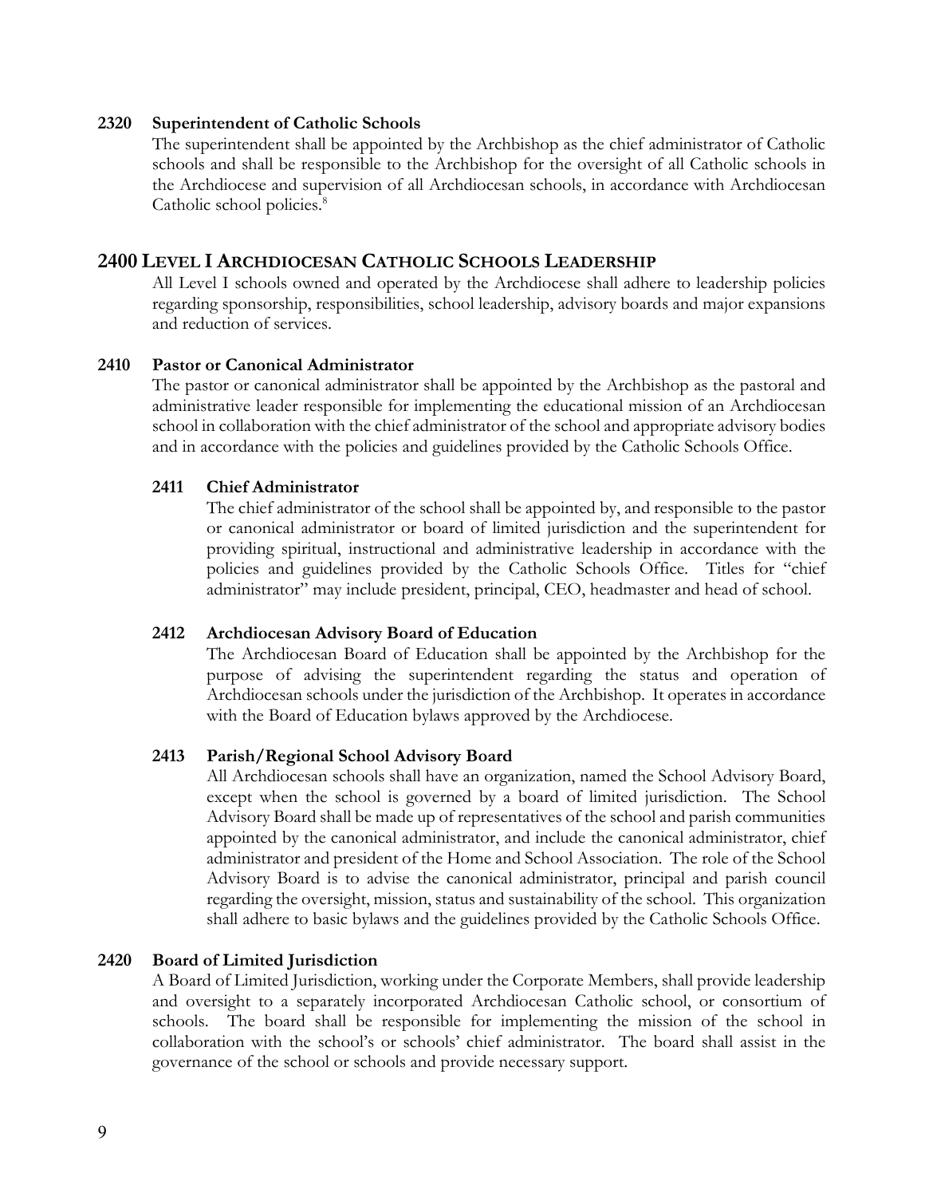**2320 Superintendent of Catholic Schools**

The superintendent shall be appointed by the Archbishop as the chief administrator of Catholic schools and shall be responsible to the Archbishop for the oversight of all Catholic schools in the Archdiocese and supervision of all Archdiocesan schools, in accordance with Archdiocesan Catholic school policies.[8]

## 2400 LEVEL I ARCHDIOCESAN CATHOLIC SCHOOLS LEADERSHIP

All Level I schools owned and operated by the Archdiocese shall adhere to leadership policies regarding sponsorship, responsibilities, school leadership, advisory boards and major expansions and reduction of services.

**2410 Pastor or Canonical Administrator**

The pastor or canonical administrator shall be appointed by the Archbishop as the pastoral and administrative leader responsible for implementing the educational mission of an Archdiocesan school in collaboration with the chief administrator of the school and appropriate advisory bodies and in accordance with the policies and guidelines provided by the Catholic Schools Office.

**2411 Chief Administrator**

The chief administrator of the school shall be appointed by, and responsible to the pastor or canonical administrator or board of limited jurisdiction and the superintendent for providing spiritual, instructional and administrative leadership in accordance with the policies and guidelines provided by the Catholic Schools Office. Titles for "chief administrator" may include president, principal, CEO, headmaster and head of school.

**2412 Archdiocesan Advisory Board of Education**

The Archdiocesan Board of Education shall be appointed by the Archbishop for the purpose of advising the superintendent regarding the status and operation of Archdiocesan schools under the jurisdiction of the Archbishop. It operates in accordance with the Board of Education bylaws approved by the Archdiocese.

**2413 Parish/Regional School Advisory Board**

All Archdiocesan schools shall have an organization, named the School Advisory Board, except when the school is governed by a board of limited jurisdiction. The School Advisory Board shall be made up of representatives of the school and parish communities appointed by the canonical administrator, and include the canonical administrator, chief administrator and president of the Home and School Association. The role of the School Advisory Board is to advise the canonical administrator, principal and parish council regarding the oversight, mission, status and sustainability of the school. This organization shall adhere to basic bylaws and the guidelines provided by the Catholic Schools Office.

**2420 Board of Limited Jurisdiction**

A Board of Limited Jurisdiction, working under the Corporate Members, shall provide leadership and oversight to a separately incorporated Archdiocesan Catholic school, or consortium of schools. The board shall be responsible for implementing the mission of the school in collaboration with the school's or schools' chief administrator. The board shall assist in the governance of the school or schools and provide necessary support.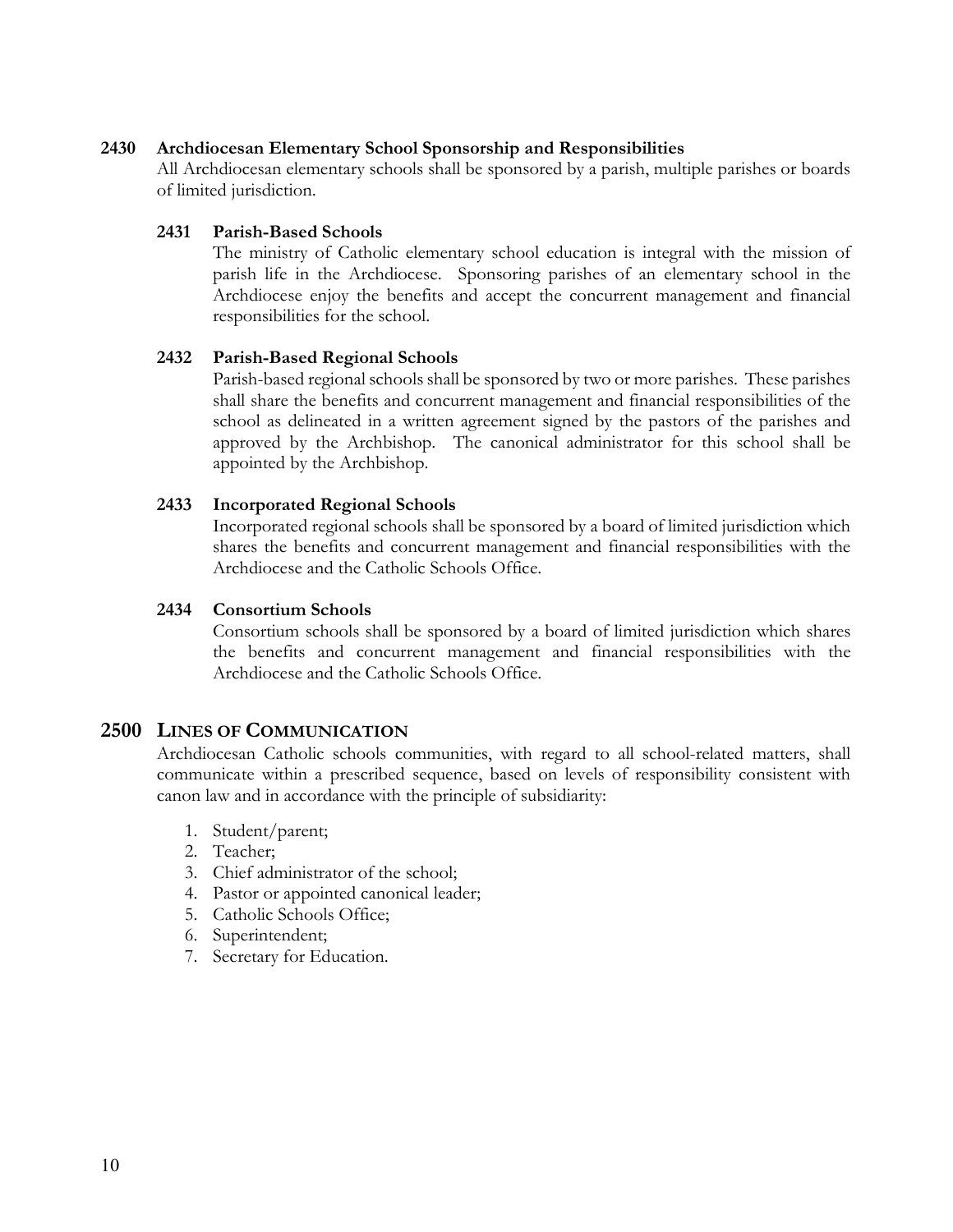### 2430 Archdiocesan Elementary School Sponsorship and Responsibilities

All Archdiocesan elementary schools shall be sponsored by a parish, multiple parishes or boards of limited jurisdiction.

#### 2431 Parish-Based Schools

The ministry of Catholic elementary school education is integral with the mission of parish life in the Archdiocese. Sponsoring parishes of an elementary school in the Archdiocese enjoy the benefits and accept the concurrent management and financial responsibilities for the school.

#### 2432 Parish-Based Regional Schools

Parish-based regional schools shall be sponsored by two or more parishes. These parishes shall share the benefits and concurrent management and financial responsibilities of the school as delineated in a written agreement signed by the pastors of the parishes and approved by the Archbishop. The canonical administrator for this school shall be appointed by the Archbishop.

#### 2433 Incorporated Regional Schools

Incorporated regional schools shall be sponsored by a board of limited jurisdiction which shares the benefits and concurrent management and financial responsibilities with the Archdiocese and the Catholic Schools Office.

#### 2434 Consortium Schools

Consortium schools shall be sponsored by a board of limited jurisdiction which shares the benefits and concurrent management and financial responsibilities with the Archdiocese and the Catholic Schools Office.

## 2500 LINES OF COMMUNICATION

Archdiocesan Catholic schools communities, with regard to all school-related matters, shall communicate within a prescribed sequence, based on levels of responsibility consistent with canon law and in accordance with the principle of subsidiarity:

1. Student/parent;
2. Teacher;
3. Chief administrator of the school;
4. Pastor or appointed canonical leader;
5. Catholic Schools Office;
6. Superintendent;
7. Secretary for Education.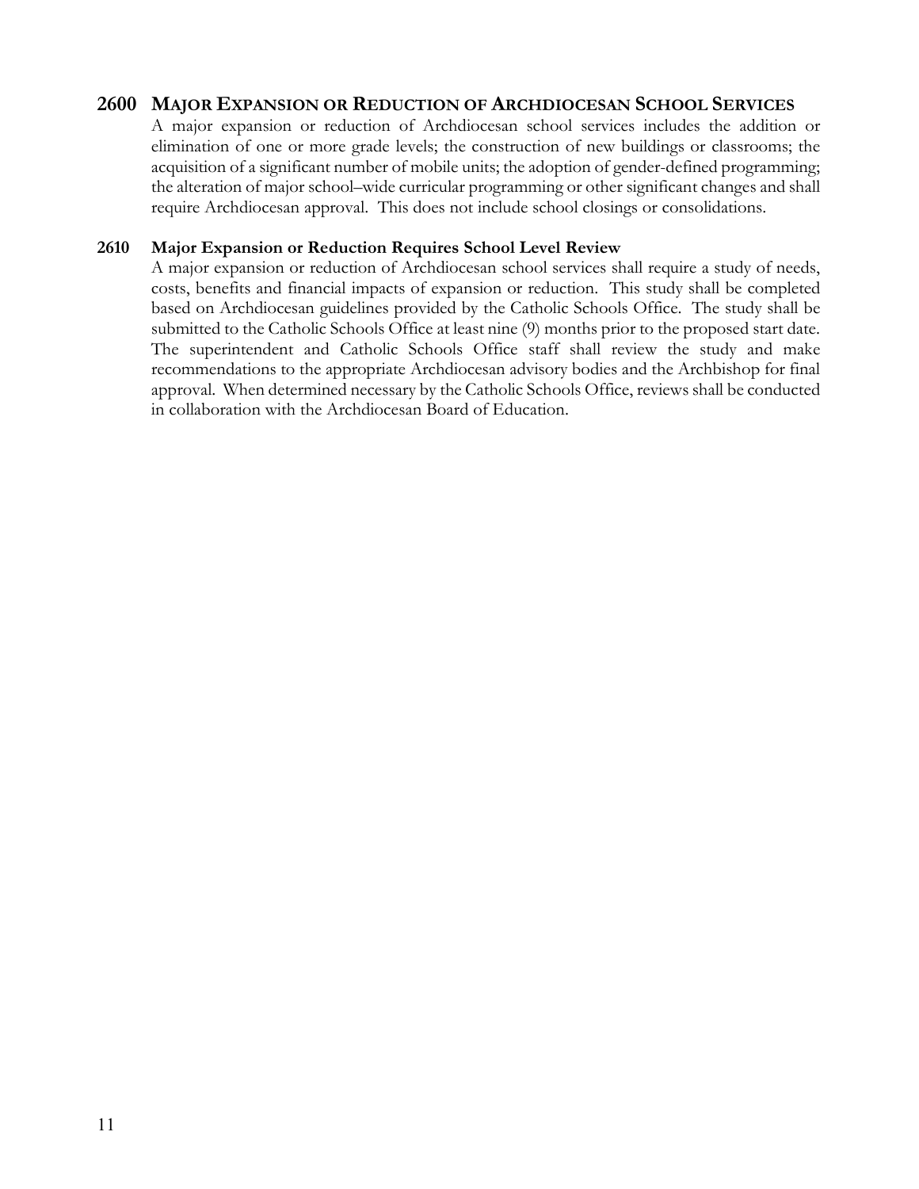## 2600 MAJOR EXPANSION OR REDUCTION OF ARCHDIOCESAN SCHOOL SERVICES

A major expansion or reduction of Archdiocesan school services includes the addition or elimination of one or more grade levels; the construction of new buildings or classrooms; the acquisition of a significant number of mobile units; the adoption of gender-defined programming; the alteration of major school–wide curricular programming or other significant changes and shall require Archdiocesan approval. This does not include school closings or consolidations.

### 2610 Major Expansion or Reduction Requires School Level Review

A major expansion or reduction of Archdiocesan school services shall require a study of needs, costs, benefits and financial impacts of expansion or reduction. This study shall be completed based on Archdiocesan guidelines provided by the Catholic Schools Office. The study shall be submitted to the Catholic Schools Office at least nine (9) months prior to the proposed start date. The superintendent and Catholic Schools Office staff shall review the study and make recommendations to the appropriate Archdiocesan advisory bodies and the Archbishop for final approval. When determined necessary by the Catholic Schools Office, reviews shall be conducted in collaboration with the Archdiocesan Board of Education.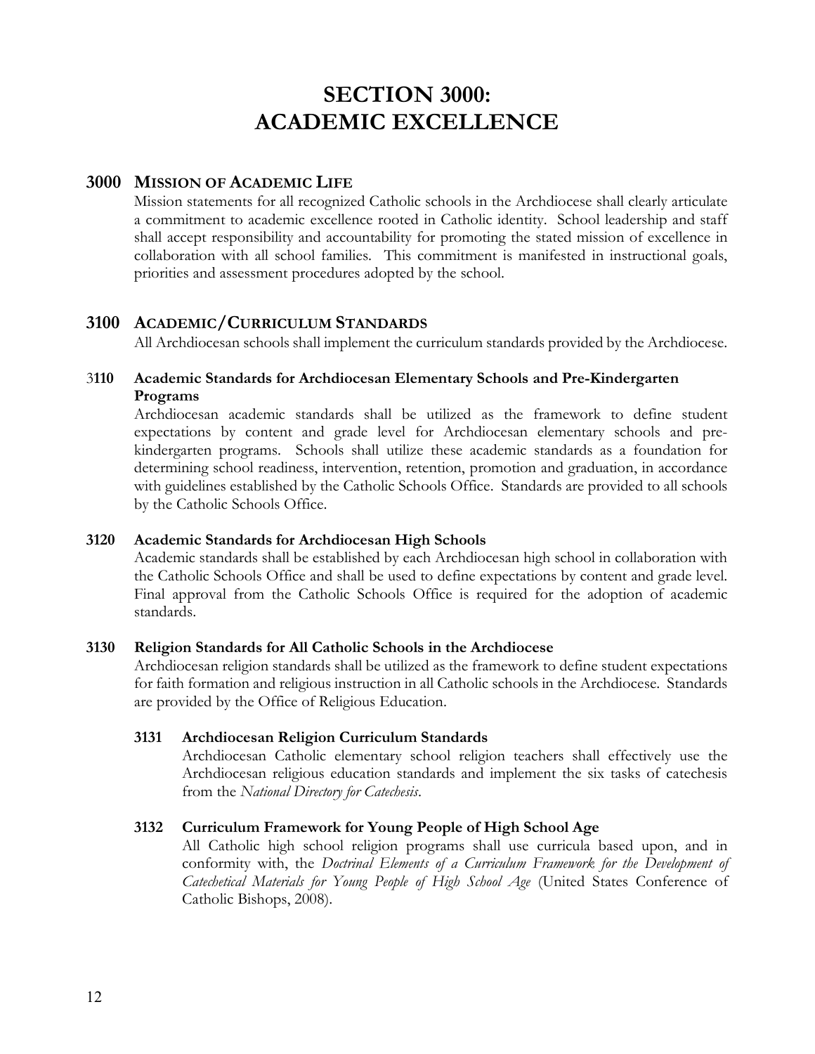# SECTION 3000: ACADEMIC EXCELLENCE

## 3000 Mission of Academic Life

Mission statements for all recognized Catholic schools in the Archdiocese shall clearly articulate a commitment to academic excellence rooted in Catholic identity. School leadership and staff shall accept responsibility and accountability for promoting the stated mission of excellence in collaboration with all school families. This commitment is manifested in instructional goals, priorities and assessment procedures adopted by the school.

## 3100 Academic/Curriculum Standards

All Archdiocesan schools shall implement the curriculum standards provided by the Archdiocese.

### 3110 Academic Standards for Archdiocesan Elementary Schools and Pre-Kindergarten Programs

Archdiocesan academic standards shall be utilized as the framework to define student expectations by content and grade level for Archdiocesan elementary schools and pre-kindergarten programs. Schools shall utilize these academic standards as a foundation for determining school readiness, intervention, retention, promotion and graduation, in accordance with guidelines established by the Catholic Schools Office. Standards are provided to all schools by the Catholic Schools Office.

### 3120 Academic Standards for Archdiocesan High Schools

Academic standards shall be established by each Archdiocesan high school in collaboration with the Catholic Schools Office and shall be used to define expectations by content and grade level. Final approval from the Catholic Schools Office is required for the adoption of academic standards.

### 3130 Religion Standards for All Catholic Schools in the Archdiocese

Archdiocesan religion standards shall be utilized as the framework to define student expectations for faith formation and religious instruction in all Catholic schools in the Archdiocese. Standards are provided by the Office of Religious Education.

#### 3131 Archdiocesan Religion Curriculum Standards

Archdiocesan Catholic elementary school religion teachers shall effectively use the Archdiocesan religious education standards and implement the six tasks of catechesis from the *National Directory for Catechesis*.

#### 3132 Curriculum Framework for Young People of High School Age

All Catholic high school religion programs shall use curricula based upon, and in conformity with, the *Doctrinal Elements of a Curriculum Framework for the Development of Catechetical Materials for Young People of High School Age* (United States Conference of Catholic Bishops, 2008).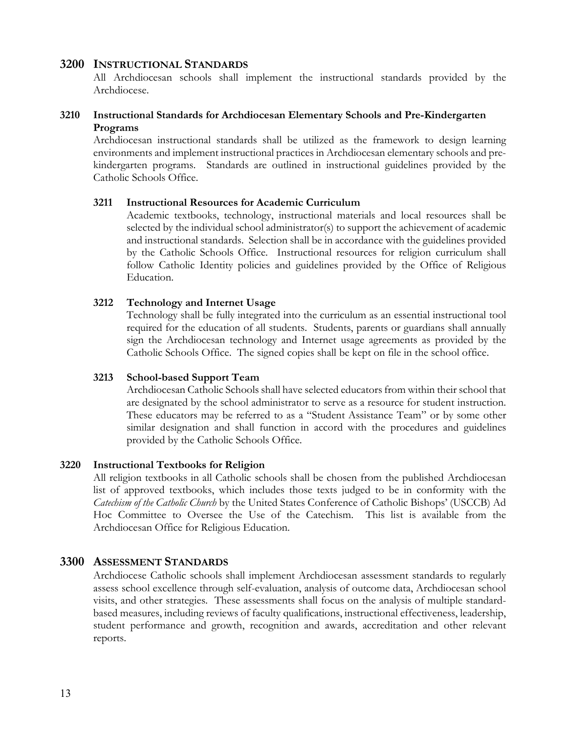## 3200 INSTRUCTIONAL STANDARDS

All Archdiocesan schools shall implement the instructional standards provided by the Archdiocese.

### 3210 Instructional Standards for Archdiocesan Elementary Schools and Pre-Kindergarten Programs

Archdiocesan instructional standards shall be utilized as the framework to design learning environments and implement instructional practices in Archdiocesan elementary schools and pre-kindergarten programs. Standards are outlined in instructional guidelines provided by the Catholic Schools Office.

#### 3211 Instructional Resources for Academic Curriculum

Academic textbooks, technology, instructional materials and local resources shall be selected by the individual school administrator(s) to support the achievement of academic and instructional standards. Selection shall be in accordance with the guidelines provided by the Catholic Schools Office. Instructional resources for religion curriculum shall follow Catholic Identity policies and guidelines provided by the Office of Religious Education.

#### 3212 Technology and Internet Usage

Technology shall be fully integrated into the curriculum as an essential instructional tool required for the education of all students. Students, parents or guardians shall annually sign the Archdiocesan technology and Internet usage agreements as provided by the Catholic Schools Office. The signed copies shall be kept on file in the school office.

#### 3213 School-based Support Team

Archdiocesan Catholic Schools shall have selected educators from within their school that are designated by the school administrator to serve as a resource for student instruction. These educators may be referred to as a "Student Assistance Team" or by some other similar designation and shall function in accord with the procedures and guidelines provided by the Catholic Schools Office.

### 3220 Instructional Textbooks for Religion

All religion textbooks in all Catholic schools shall be chosen from the published Archdiocesan list of approved textbooks, which includes those texts judged to be in conformity with the *Catechism of the Catholic Church* by the United States Conference of Catholic Bishops' (USCCB) Ad Hoc Committee to Oversee the Use of the Catechism. This list is available from the Archdiocesan Office for Religious Education.

## 3300 ASSESSMENT STANDARDS

Archdiocese Catholic schools shall implement Archdiocesan assessment standards to regularly assess school excellence through self-evaluation, analysis of outcome data, Archdiocesan school visits, and other strategies. These assessments shall focus on the analysis of multiple standard-based measures, including reviews of faculty qualifications, instructional effectiveness, leadership, student performance and growth, recognition and awards, accreditation and other relevant reports.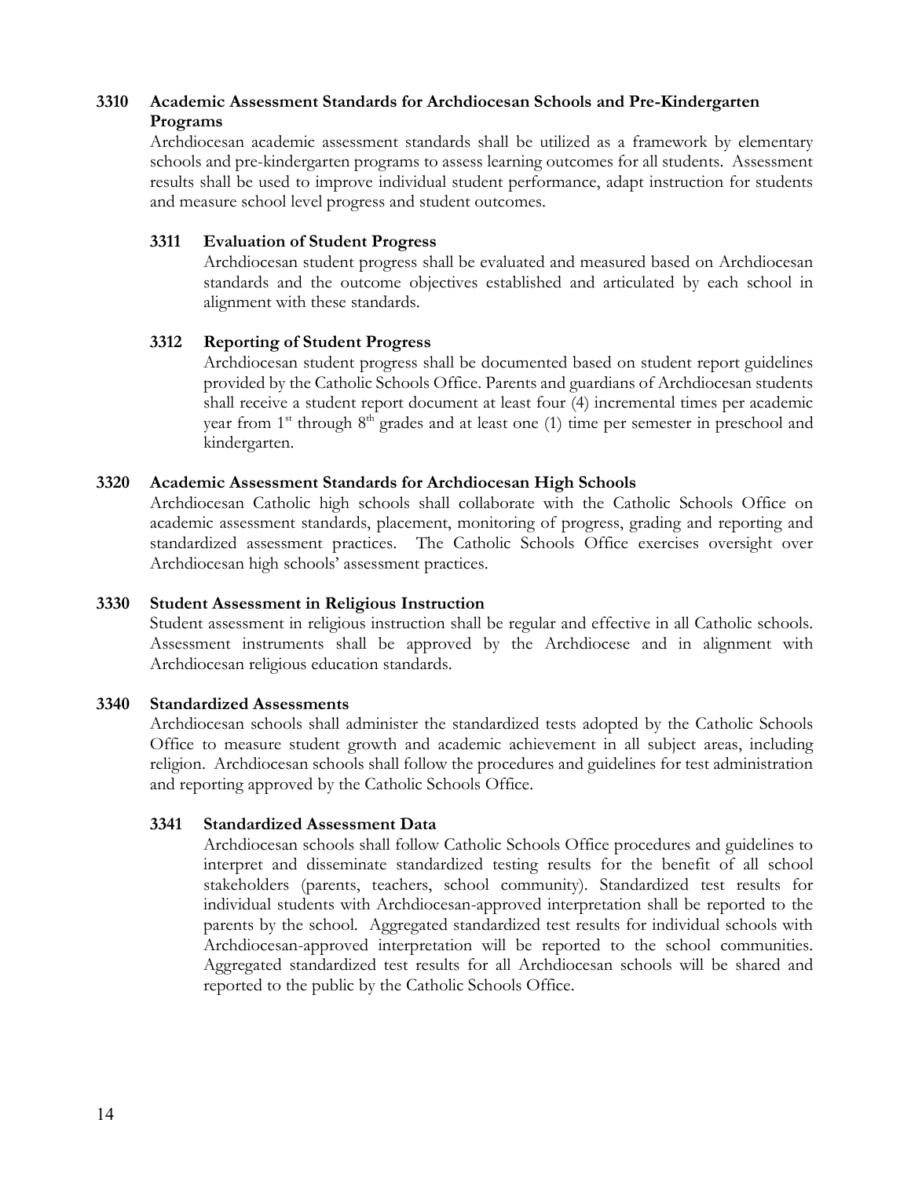### 3310 Academic Assessment Standards for Archdiocesan Schools and Pre-Kindergarten Programs

Archdiocesan academic assessment standards shall be utilized as a framework by elementary schools and pre-kindergarten programs to assess learning outcomes for all students. Assessment results shall be used to improve individual student performance, adapt instruction for students and measure school level progress and student outcomes.

#### 3311 Evaluation of Student Progress

Archdiocesan student progress shall be evaluated and measured based on Archdiocesan standards and the outcome objectives established and articulated by each school in alignment with these standards.

#### 3312 Reporting of Student Progress

Archdiocesan student progress shall be documented based on student report guidelines provided by the Catholic Schools Office. Parents and guardians of Archdiocesan students shall receive a student report document at least four (4) incremental times per academic year from 1st through 8th grades and at least one (1) time per semester in preschool and kindergarten.

### 3320 Academic Assessment Standards for Archdiocesan High Schools

Archdiocesan Catholic high schools shall collaborate with the Catholic Schools Office on academic assessment standards, placement, monitoring of progress, grading and reporting and standardized assessment practices. The Catholic Schools Office exercises oversight over Archdiocesan high schools' assessment practices.

### 3330 Student Assessment in Religious Instruction

Student assessment in religious instruction shall be regular and effective in all Catholic schools. Assessment instruments shall be approved by the Archdiocese and in alignment with Archdiocesan religious education standards.

### 3340 Standardized Assessments

Archdiocesan schools shall administer the standardized tests adopted by the Catholic Schools Office to measure student growth and academic achievement in all subject areas, including religion. Archdiocesan schools shall follow the procedures and guidelines for test administration and reporting approved by the Catholic Schools Office.

#### 3341 Standardized Assessment Data

Archdiocesan schools shall follow Catholic Schools Office procedures and guidelines to interpret and disseminate standardized testing results for the benefit of all school stakeholders (parents, teachers, school community). Standardized test results for individual students with Archdiocesan-approved interpretation shall be reported to the parents by the school. Aggregated standardized test results for individual schools with Archdiocesan-approved interpretation will be reported to the school communities. Aggregated standardized test results for all Archdiocesan schools will be shared and reported to the public by the Catholic Schools Office.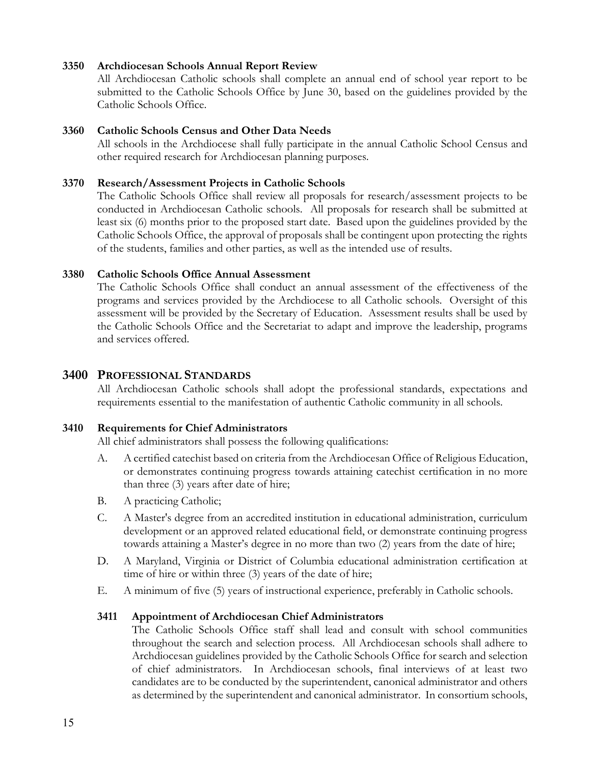**3350 Archdiocesan Schools Annual Report Review**

All Archdiocesan Catholic schools shall complete an annual end of school year report to be submitted to the Catholic Schools Office by June 30, based on the guidelines provided by the Catholic Schools Office.

**3360 Catholic Schools Census and Other Data Needs**

All schools in the Archdiocese shall fully participate in the annual Catholic School Census and other required research for Archdiocesan planning purposes.

**3370 Research/Assessment Projects in Catholic Schools**

The Catholic Schools Office shall review all proposals for research/assessment projects to be conducted in Archdiocesan Catholic schools. All proposals for research shall be submitted at least six (6) months prior to the proposed start date. Based upon the guidelines provided by the Catholic Schools Office, the approval of proposals shall be contingent upon protecting the rights of the students, families and other parties, as well as the intended use of results.

**3380 Catholic Schools Office Annual Assessment**

The Catholic Schools Office shall conduct an annual assessment of the effectiveness of the programs and services provided by the Archdiocese to all Catholic schools. Oversight of this assessment will be provided by the Secretary of Education. Assessment results shall be used by the Catholic Schools Office and the Secretariat to adapt and improve the leadership, programs and services offered.

## 3400 PROFESSIONAL STANDARDS

All Archdiocesan Catholic schools shall adopt the professional standards, expectations and requirements essential to the manifestation of authentic Catholic community in all schools.

**3410 Requirements for Chief Administrators**

All chief administrators shall possess the following qualifications:

A. A certified catechist based on criteria from the Archdiocesan Office of Religious Education, or demonstrates continuing progress towards attaining catechist certification in no more than three (3) years after date of hire;

B. A practicing Catholic;

C. A Master's degree from an accredited institution in educational administration, curriculum development or an approved related educational field, or demonstrate continuing progress towards attaining a Master's degree in no more than two (2) years from the date of hire;

D. A Maryland, Virginia or District of Columbia educational administration certification at time of hire or within three (3) years of the date of hire;

E. A minimum of five (5) years of instructional experience, preferably in Catholic schools.

**3411 Appointment of Archdiocesan Chief Administrators**

The Catholic Schools Office staff shall lead and consult with school communities throughout the search and selection process. All Archdiocesan schools shall adhere to Archdiocesan guidelines provided by the Catholic Schools Office for search and selection of chief administrators. In Archdiocesan schools, final interviews of at least two candidates are to be conducted by the superintendent, canonical administrator and others as determined by the superintendent and canonical administrator. In consortium schools,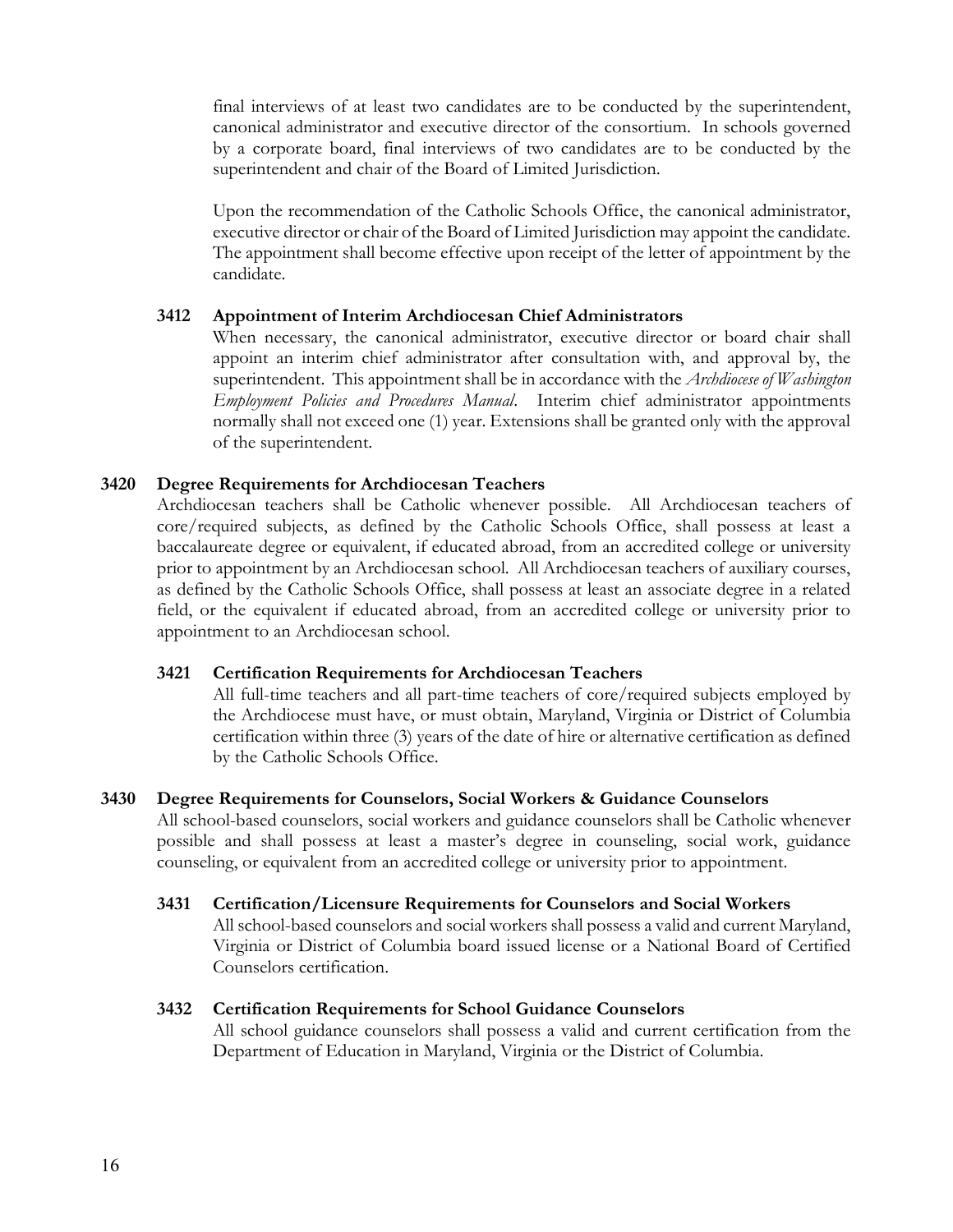final interviews of at least two candidates are to be conducted by the superintendent, canonical administrator and executive director of the consortium. In schools governed by a corporate board, final interviews of two candidates are to be conducted by the superintendent and chair of the Board of Limited Jurisdiction.

Upon the recommendation of the Catholic Schools Office, the canonical administrator, executive director or chair of the Board of Limited Jurisdiction may appoint the candidate. The appointment shall become effective upon receipt of the letter of appointment by the candidate.

#### 3412 Appointment of Interim Archdiocesan Chief Administrators

When necessary, the canonical administrator, executive director or board chair shall appoint an interim chief administrator after consultation with, and approval by, the superintendent. This appointment shall be in accordance with the *Archdiocese of Washington Employment Policies and Procedures Manual*. Interim chief administrator appointments normally shall not exceed one (1) year. Extensions shall be granted only with the approval of the superintendent.

### 3420 Degree Requirements for Archdiocesan Teachers

Archdiocesan teachers shall be Catholic whenever possible. All Archdiocesan teachers of core/required subjects, as defined by the Catholic Schools Office, shall possess at least a baccalaureate degree or equivalent, if educated abroad, from an accredited college or university prior to appointment by an Archdiocesan school. All Archdiocesan teachers of auxiliary courses, as defined by the Catholic Schools Office, shall possess at least an associate degree in a related field, or the equivalent if educated abroad, from an accredited college or university prior to appointment to an Archdiocesan school.

#### 3421 Certification Requirements for Archdiocesan Teachers

All full-time teachers and all part-time teachers of core/required subjects employed by the Archdiocese must have, or must obtain, Maryland, Virginia or District of Columbia certification within three (3) years of the date of hire or alternative certification as defined by the Catholic Schools Office.

### 3430 Degree Requirements for Counselors, Social Workers & Guidance Counselors

All school-based counselors, social workers and guidance counselors shall be Catholic whenever possible and shall possess at least a master's degree in counseling, social work, guidance counseling, or equivalent from an accredited college or university prior to appointment.

#### 3431 Certification/Licensure Requirements for Counselors and Social Workers

All school-based counselors and social workers shall possess a valid and current Maryland, Virginia or District of Columbia board issued license or a National Board of Certified Counselors certification.

#### 3432 Certification Requirements for School Guidance Counselors

All school guidance counselors shall possess a valid and current certification from the Department of Education in Maryland, Virginia or the District of Columbia.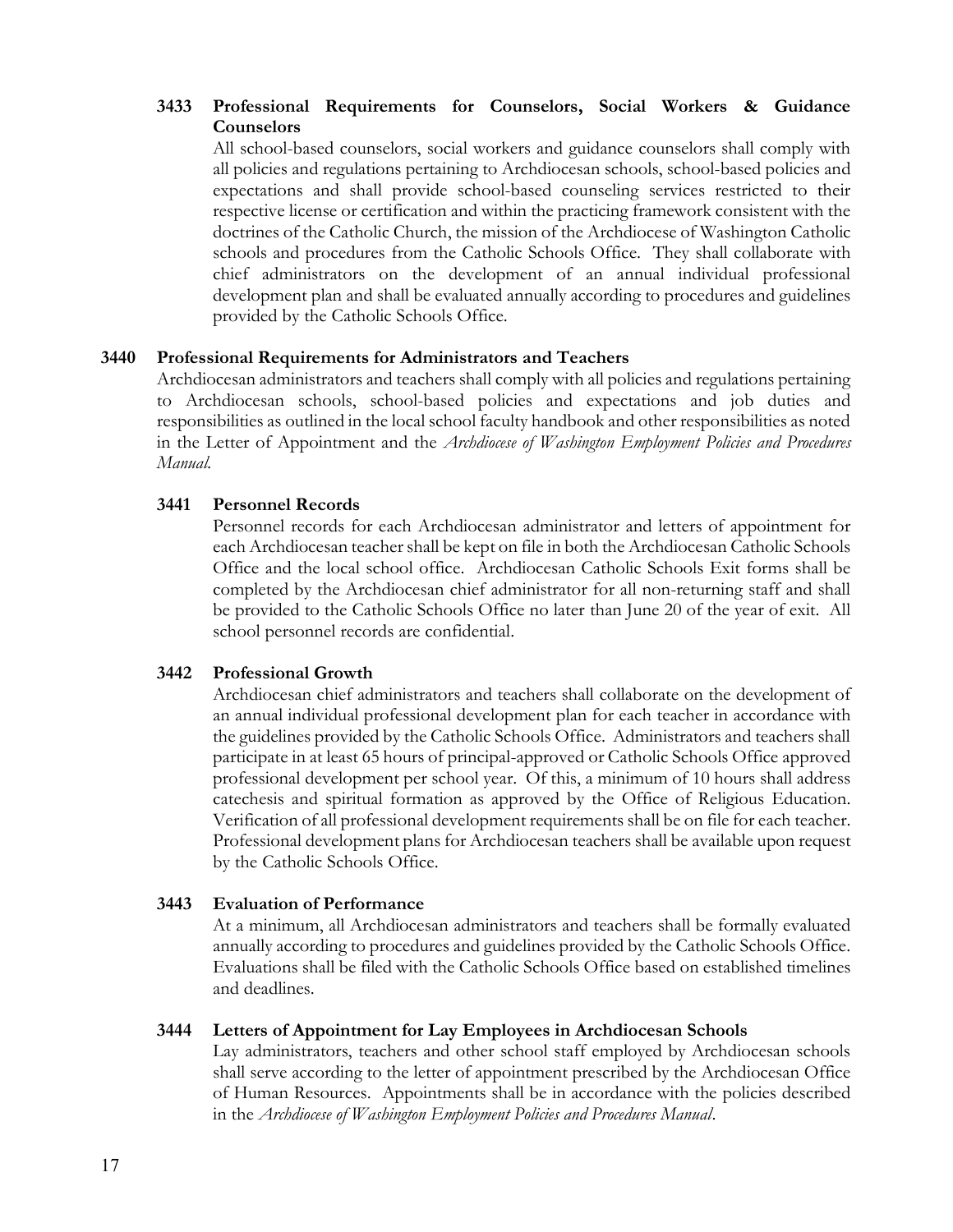### 3433 Professional Requirements for Counselors, Social Workers & Guidance Counselors

All school-based counselors, social workers and guidance counselors shall comply with all policies and regulations pertaining to Archdiocesan schools, school-based policies and expectations and shall provide school-based counseling services restricted to their respective license or certification and within the practicing framework consistent with the doctrines of the Catholic Church, the mission of the Archdiocese of Washington Catholic schools and procedures from the Catholic Schools Office. They shall collaborate with chief administrators on the development of an annual individual professional development plan and shall be evaluated annually according to procedures and guidelines provided by the Catholic Schools Office.

## 3440 Professional Requirements for Administrators and Teachers

Archdiocesan administrators and teachers shall comply with all policies and regulations pertaining to Archdiocesan schools, school-based policies and expectations and job duties and responsibilities as outlined in the local school faculty handbook and other responsibilities as noted in the Letter of Appointment and the *Archdiocese of Washington Employment Policies and Procedures Manual.*

### 3441 Personnel Records

Personnel records for each Archdiocesan administrator and letters of appointment for each Archdiocesan teacher shall be kept on file in both the Archdiocesan Catholic Schools Office and the local school office. Archdiocesan Catholic Schools Exit forms shall be completed by the Archdiocesan chief administrator for all non-returning staff and shall be provided to the Catholic Schools Office no later than June 20 of the year of exit. All school personnel records are confidential.

### 3442 Professional Growth

Archdiocesan chief administrators and teachers shall collaborate on the development of an annual individual professional development plan for each teacher in accordance with the guidelines provided by the Catholic Schools Office. Administrators and teachers shall participate in at least 65 hours of principal-approved or Catholic Schools Office approved professional development per school year. Of this, a minimum of 10 hours shall address catechesis and spiritual formation as approved by the Office of Religious Education. Verification of all professional development requirements shall be on file for each teacher. Professional development plans for Archdiocesan teachers shall be available upon request by the Catholic Schools Office.

### 3443 Evaluation of Performance

At a minimum, all Archdiocesan administrators and teachers shall be formally evaluated annually according to procedures and guidelines provided by the Catholic Schools Office. Evaluations shall be filed with the Catholic Schools Office based on established timelines and deadlines.

### 3444 Letters of Appointment for Lay Employees in Archdiocesan Schools

Lay administrators, teachers and other school staff employed by Archdiocesan schools shall serve according to the letter of appointment prescribed by the Archdiocesan Office of Human Resources. Appointments shall be in accordance with the policies described in the *Archdiocese of Washington Employment Policies and Procedures Manual*.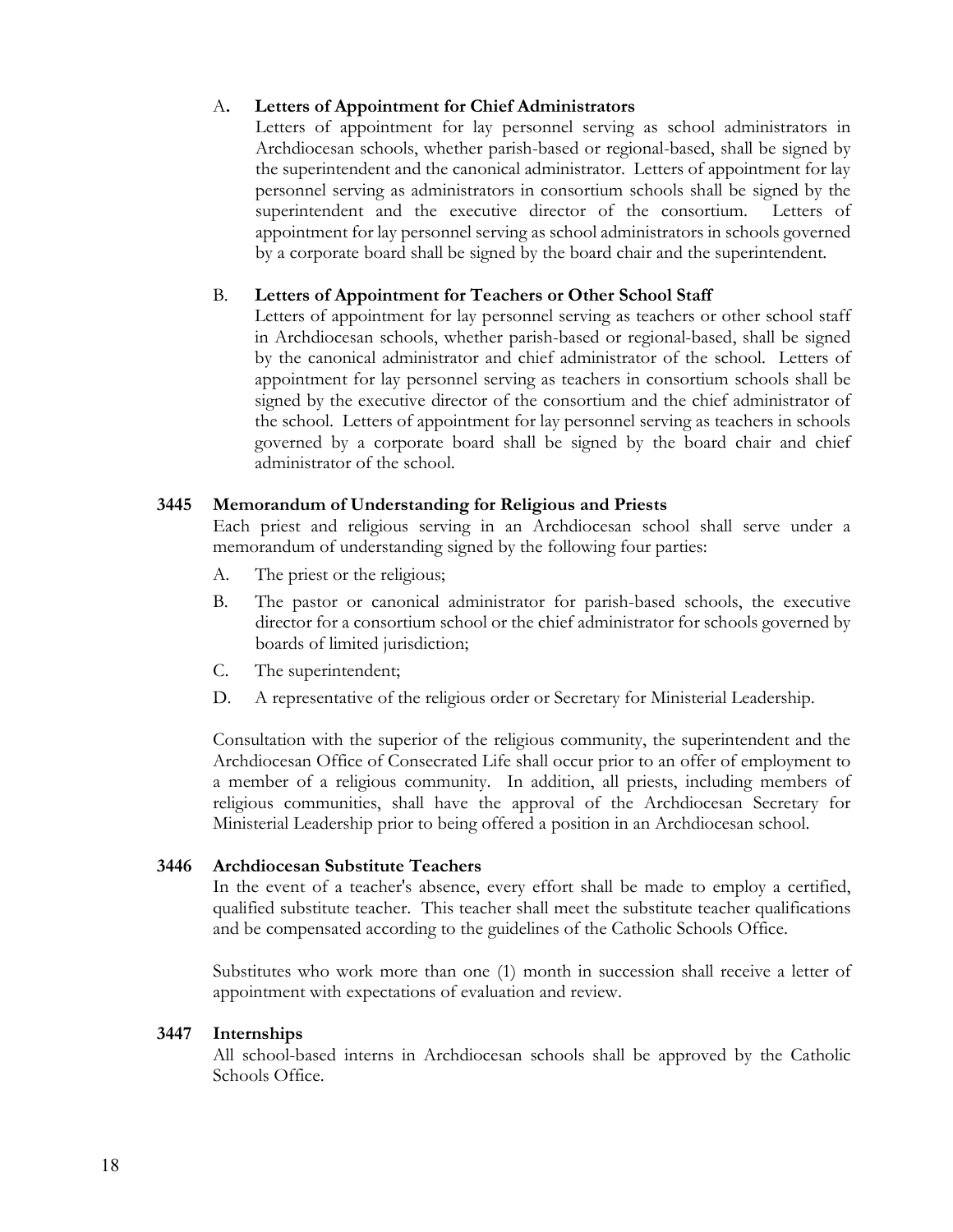A. **Letters of Appointment for Chief Administrators**

Letters of appointment for lay personnel serving as school administrators in Archdiocesan schools, whether parish-based or regional-based, shall be signed by the superintendent and the canonical administrator. Letters of appointment for lay personnel serving as administrators in consortium schools shall be signed by the superintendent and the executive director of the consortium. Letters of appointment for lay personnel serving as school administrators in schools governed by a corporate board shall be signed by the board chair and the superintendent.

B. **Letters of Appointment for Teachers or Other School Staff**

Letters of appointment for lay personnel serving as teachers or other school staff in Archdiocesan schools, whether parish-based or regional-based, shall be signed by the canonical administrator and chief administrator of the school. Letters of appointment for lay personnel serving as teachers in consortium schools shall be signed by the executive director of the consortium and the chief administrator of the school. Letters of appointment for lay personnel serving as teachers in schools governed by a corporate board shall be signed by the board chair and chief administrator of the school.

### 3445 Memorandum of Understanding for Religious and Priests

Each priest and religious serving in an Archdiocesan school shall serve under a memorandum of understanding signed by the following four parties:

A. The priest or the religious;

B. The pastor or canonical administrator for parish-based schools, the executive director for a consortium school or the chief administrator for schools governed by boards of limited jurisdiction;

C. The superintendent;

D. A representative of the religious order or Secretary for Ministerial Leadership.

Consultation with the superior of the religious community, the superintendent and the Archdiocesan Office of Consecrated Life shall occur prior to an offer of employment to a member of a religious community. In addition, all priests, including members of religious communities, shall have the approval of the Archdiocesan Secretary for Ministerial Leadership prior to being offered a position in an Archdiocesan school.

### 3446 Archdiocesan Substitute Teachers

In the event of a teacher's absence, every effort shall be made to employ a certified, qualified substitute teacher. This teacher shall meet the substitute teacher qualifications and be compensated according to the guidelines of the Catholic Schools Office.

Substitutes who work more than one (1) month in succession shall receive a letter of appointment with expectations of evaluation and review.

### 3447 Internships

All school-based interns in Archdiocesan schools shall be approved by the Catholic Schools Office.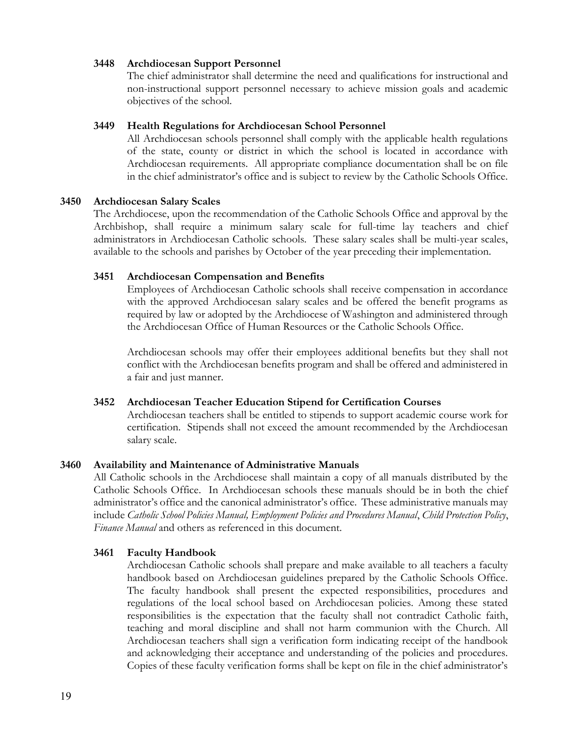### 3448 Archdiocesan Support Personnel

The chief administrator shall determine the need and qualifications for instructional and non-instructional support personnel necessary to achieve mission goals and academic objectives of the school.

### 3449 Health Regulations for Archdiocesan School Personnel

All Archdiocesan schools personnel shall comply with the applicable health regulations of the state, county or district in which the school is located in accordance with Archdiocesan requirements. All appropriate compliance documentation shall be on file in the chief administrator's office and is subject to review by the Catholic Schools Office.

## 3450 Archdiocesan Salary Scales

The Archdiocese, upon the recommendation of the Catholic Schools Office and approval by the Archbishop, shall require a minimum salary scale for full-time lay teachers and chief administrators in Archdiocesan Catholic schools. These salary scales shall be multi-year scales, available to the schools and parishes by October of the year preceding their implementation.

### 3451 Archdiocesan Compensation and Benefits

Employees of Archdiocesan Catholic schools shall receive compensation in accordance with the approved Archdiocesan salary scales and be offered the benefit programs as required by law or adopted by the Archdiocese of Washington and administered through the Archdiocesan Office of Human Resources or the Catholic Schools Office.

Archdiocesan schools may offer their employees additional benefits but they shall not conflict with the Archdiocesan benefits program and shall be offered and administered in a fair and just manner.

### 3452 Archdiocesan Teacher Education Stipend for Certification Courses

Archdiocesan teachers shall be entitled to stipends to support academic course work for certification. Stipends shall not exceed the amount recommended by the Archdiocesan salary scale.

## 3460 Availability and Maintenance of Administrative Manuals

All Catholic schools in the Archdiocese shall maintain a copy of all manuals distributed by the Catholic Schools Office. In Archdiocesan schools these manuals should be in both the chief administrator's office and the canonical administrator's office. These administrative manuals may include *Catholic School Policies Manual, Employment Policies and Procedures Manual*, *Child Protection Policy*, *Finance Manual* and others as referenced in this document.

### 3461 Faculty Handbook

Archdiocesan Catholic schools shall prepare and make available to all teachers a faculty handbook based on Archdiocesan guidelines prepared by the Catholic Schools Office. The faculty handbook shall present the expected responsibilities, procedures and regulations of the local school based on Archdiocesan policies. Among these stated responsibilities is the expectation that the faculty shall not contradict Catholic faith, teaching and moral discipline and shall not harm communion with the Church. All Archdiocesan teachers shall sign a verification form indicating receipt of the handbook and acknowledging their acceptance and understanding of the policies and procedures. Copies of these faculty verification forms shall be kept on file in the chief administrator's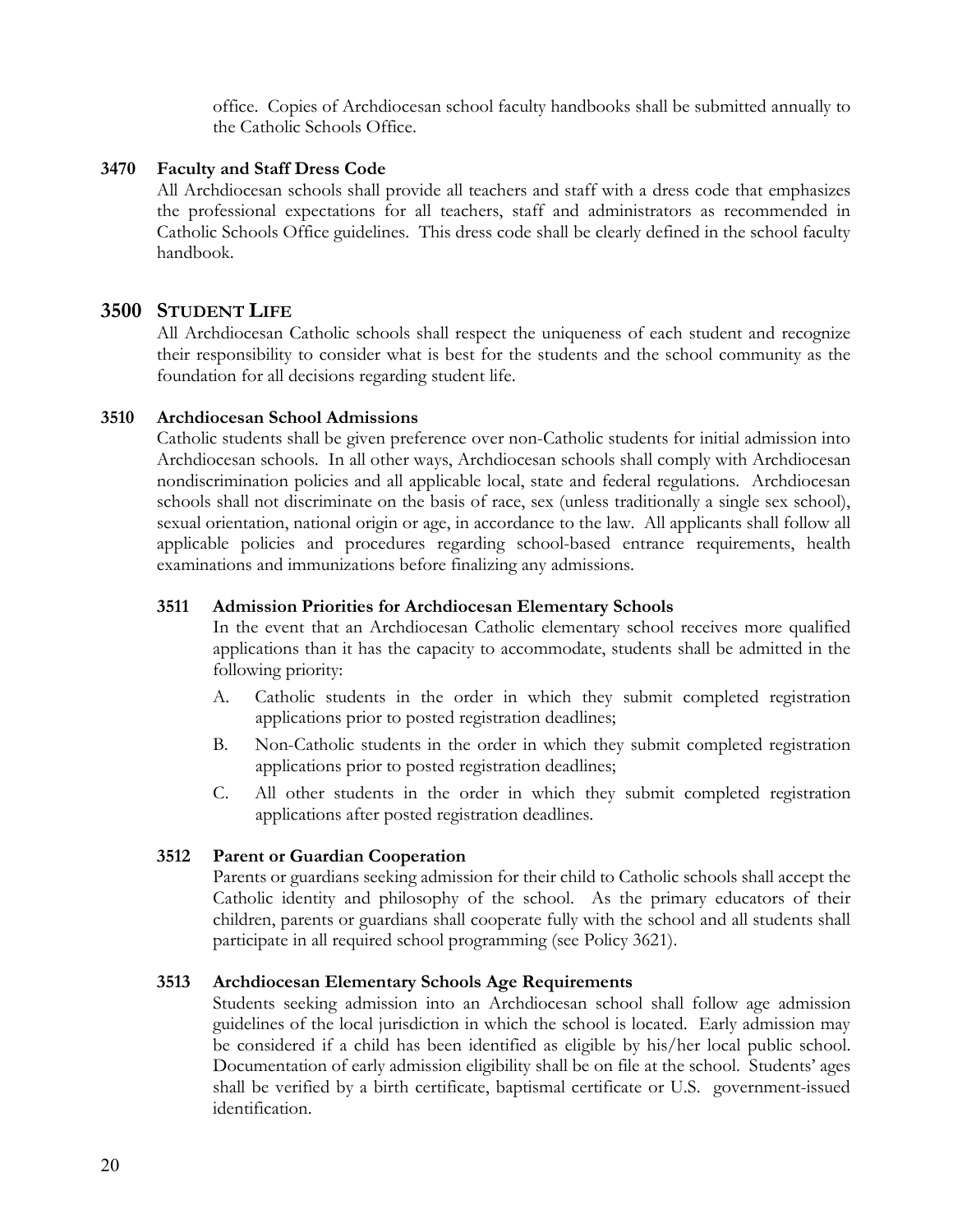office. Copies of Archdiocesan school faculty handbooks shall be submitted annually to the Catholic Schools Office.

### 3470 Faculty and Staff Dress Code

All Archdiocesan schools shall provide all teachers and staff with a dress code that emphasizes the professional expectations for all teachers, staff and administrators as recommended in Catholic Schools Office guidelines. This dress code shall be clearly defined in the school faculty handbook.

## 3500 STUDENT LIFE

All Archdiocesan Catholic schools shall respect the uniqueness of each student and recognize their responsibility to consider what is best for the students and the school community as the foundation for all decisions regarding student life.

### 3510 Archdiocesan School Admissions

Catholic students shall be given preference over non-Catholic students for initial admission into Archdiocesan schools. In all other ways, Archdiocesan schools shall comply with Archdiocesan nondiscrimination policies and all applicable local, state and federal regulations. Archdiocesan schools shall not discriminate on the basis of race, sex (unless traditionally a single sex school), sexual orientation, national origin or age, in accordance to the law. All applicants shall follow all applicable policies and procedures regarding school-based entrance requirements, health examinations and immunizations before finalizing any admissions.

#### 3511 Admission Priorities for Archdiocesan Elementary Schools

In the event that an Archdiocesan Catholic elementary school receives more qualified applications than it has the capacity to accommodate, students shall be admitted in the following priority:

A. Catholic students in the order in which they submit completed registration applications prior to posted registration deadlines;

B. Non-Catholic students in the order in which they submit completed registration applications prior to posted registration deadlines;

C. All other students in the order in which they submit completed registration applications after posted registration deadlines.

#### 3512 Parent or Guardian Cooperation

Parents or guardians seeking admission for their child to Catholic schools shall accept the Catholic identity and philosophy of the school. As the primary educators of their children, parents or guardians shall cooperate fully with the school and all students shall participate in all required school programming (see Policy 3621).

#### 3513 Archdiocesan Elementary Schools Age Requirements

Students seeking admission into an Archdiocesan school shall follow age admission guidelines of the local jurisdiction in which the school is located. Early admission may be considered if a child has been identified as eligible by his/her local public school. Documentation of early admission eligibility shall be on file at the school. Students' ages shall be verified by a birth certificate, baptismal certificate or U.S. government-issued identification.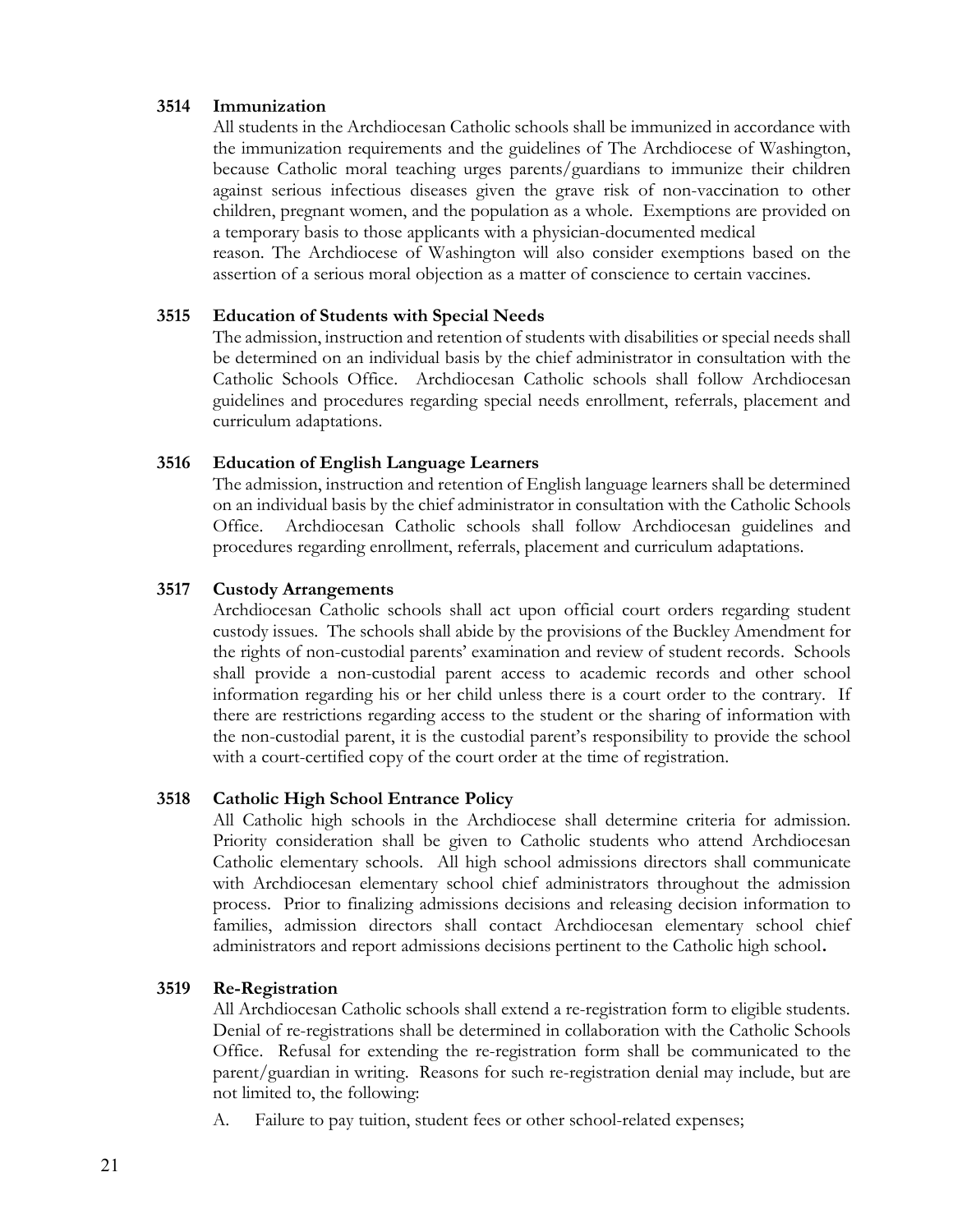### 3514 Immunization

All students in the Archdiocesan Catholic schools shall be immunized in accordance with the immunization requirements and the guidelines of The Archdiocese of Washington, because Catholic moral teaching urges parents/guardians to immunize their children against serious infectious diseases given the grave risk of non-vaccination to other children, pregnant women, and the population as a whole. Exemptions are provided on a temporary basis to those applicants with a physician-documented medical reason. The Archdiocese of Washington will also consider exemptions based on the assertion of a serious moral objection as a matter of conscience to certain vaccines.

### 3515 Education of Students with Special Needs

The admission, instruction and retention of students with disabilities or special needs shall be determined on an individual basis by the chief administrator in consultation with the Catholic Schools Office. Archdiocesan Catholic schools shall follow Archdiocesan guidelines and procedures regarding special needs enrollment, referrals, placement and curriculum adaptations.

### 3516 Education of English Language Learners

The admission, instruction and retention of English language learners shall be determined on an individual basis by the chief administrator in consultation with the Catholic Schools Office. Archdiocesan Catholic schools shall follow Archdiocesan guidelines and procedures regarding enrollment, referrals, placement and curriculum adaptations.

### 3517 Custody Arrangements

Archdiocesan Catholic schools shall act upon official court orders regarding student custody issues. The schools shall abide by the provisions of the Buckley Amendment for the rights of non-custodial parents' examination and review of student records. Schools shall provide a non-custodial parent access to academic records and other school information regarding his or her child unless there is a court order to the contrary. If there are restrictions regarding access to the student or the sharing of information with the non-custodial parent, it is the custodial parent's responsibility to provide the school with a court-certified copy of the court order at the time of registration.

### 3518 Catholic High School Entrance Policy

All Catholic high schools in the Archdiocese shall determine criteria for admission. Priority consideration shall be given to Catholic students who attend Archdiocesan Catholic elementary schools. All high school admissions directors shall communicate with Archdiocesan elementary school chief administrators throughout the admission process. Prior to finalizing admissions decisions and releasing decision information to families, admission directors shall contact Archdiocesan elementary school chief administrators and report admissions decisions pertinent to the Catholic high school.

### 3519 Re-Registration

All Archdiocesan Catholic schools shall extend a re-registration form to eligible students. Denial of re-registrations shall be determined in collaboration with the Catholic Schools Office. Refusal for extending the re-registration form shall be communicated to the parent/guardian in writing. Reasons for such re-registration denial may include, but are not limited to, the following:

A. Failure to pay tuition, student fees or other school-related expenses;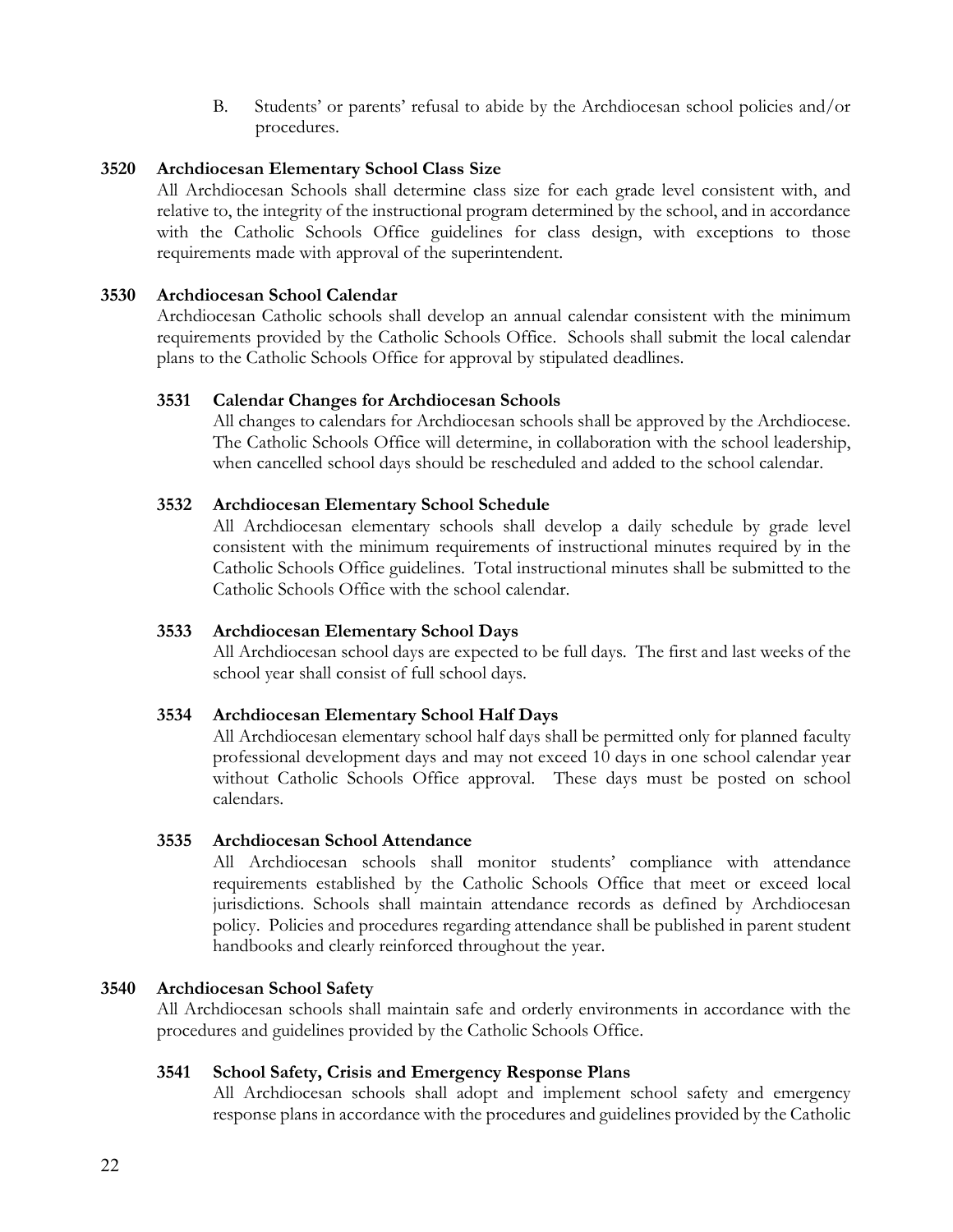B. Students' or parents' refusal to abide by the Archdiocesan school policies and/or procedures.

### 3520 Archdiocesan Elementary School Class Size

All Archdiocesan Schools shall determine class size for each grade level consistent with, and relative to, the integrity of the instructional program determined by the school, and in accordance with the Catholic Schools Office guidelines for class design, with exceptions to those requirements made with approval of the superintendent.

### 3530 Archdiocesan School Calendar

Archdiocesan Catholic schools shall develop an annual calendar consistent with the minimum requirements provided by the Catholic Schools Office. Schools shall submit the local calendar plans to the Catholic Schools Office for approval by stipulated deadlines.

#### 3531 Calendar Changes for Archdiocesan Schools

All changes to calendars for Archdiocesan schools shall be approved by the Archdiocese. The Catholic Schools Office will determine, in collaboration with the school leadership, when cancelled school days should be rescheduled and added to the school calendar.

#### 3532 Archdiocesan Elementary School Schedule

All Archdiocesan elementary schools shall develop a daily schedule by grade level consistent with the minimum requirements of instructional minutes required by in the Catholic Schools Office guidelines. Total instructional minutes shall be submitted to the Catholic Schools Office with the school calendar.

#### 3533 Archdiocesan Elementary School Days

All Archdiocesan school days are expected to be full days. The first and last weeks of the school year shall consist of full school days.

#### 3534 Archdiocesan Elementary School Half Days

All Archdiocesan elementary school half days shall be permitted only for planned faculty professional development days and may not exceed 10 days in one school calendar year without Catholic Schools Office approval. These days must be posted on school calendars.

#### 3535 Archdiocesan School Attendance

All Archdiocesan schools shall monitor students' compliance with attendance requirements established by the Catholic Schools Office that meet or exceed local jurisdictions. Schools shall maintain attendance records as defined by Archdiocesan policy. Policies and procedures regarding attendance shall be published in parent student handbooks and clearly reinforced throughout the year.

### 3540 Archdiocesan School Safety

All Archdiocesan schools shall maintain safe and orderly environments in accordance with the procedures and guidelines provided by the Catholic Schools Office.

#### 3541 School Safety, Crisis and Emergency Response Plans

All Archdiocesan schools shall adopt and implement school safety and emergency response plans in accordance with the procedures and guidelines provided by the Catholic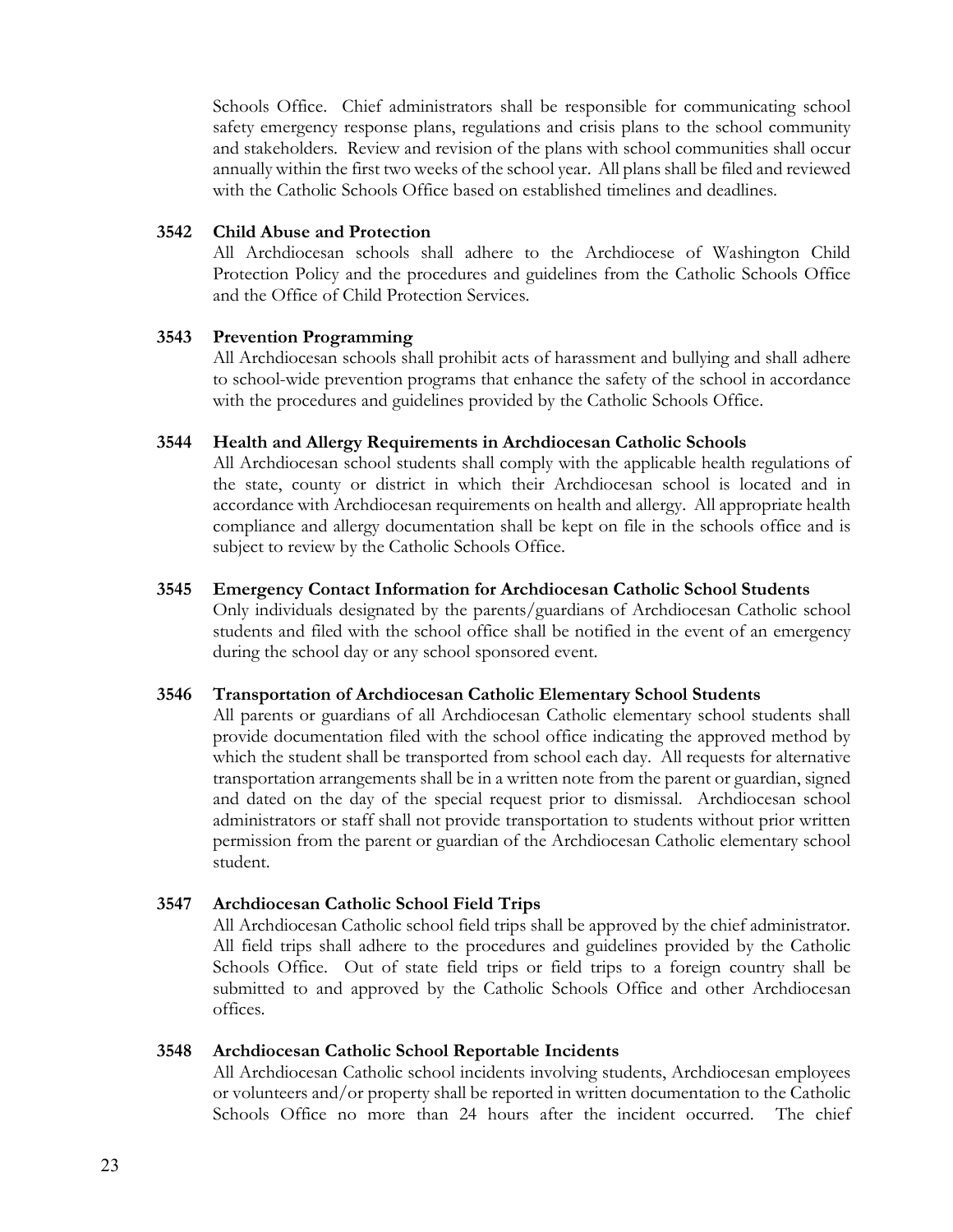Schools Office. Chief administrators shall be responsible for communicating school safety emergency response plans, regulations and crisis plans to the school community and stakeholders. Review and revision of the plans with school communities shall occur annually within the first two weeks of the school year. All plans shall be filed and reviewed with the Catholic Schools Office based on established timelines and deadlines.

**3542 Child Abuse and Protection**

All Archdiocesan schools shall adhere to the Archdiocese of Washington Child Protection Policy and the procedures and guidelines from the Catholic Schools Office and the Office of Child Protection Services.

**3543 Prevention Programming**

All Archdiocesan schools shall prohibit acts of harassment and bullying and shall adhere to school-wide prevention programs that enhance the safety of the school in accordance with the procedures and guidelines provided by the Catholic Schools Office.

**3544 Health and Allergy Requirements in Archdiocesan Catholic Schools**

All Archdiocesan school students shall comply with the applicable health regulations of the state, county or district in which their Archdiocesan school is located and in accordance with Archdiocesan requirements on health and allergy. All appropriate health compliance and allergy documentation shall be kept on file in the schools office and is subject to review by the Catholic Schools Office.

**3545 Emergency Contact Information for Archdiocesan Catholic School Students**

Only individuals designated by the parents/guardians of Archdiocesan Catholic school students and filed with the school office shall be notified in the event of an emergency during the school day or any school sponsored event.

**3546 Transportation of Archdiocesan Catholic Elementary School Students**

All parents or guardians of all Archdiocesan Catholic elementary school students shall provide documentation filed with the school office indicating the approved method by which the student shall be transported from school each day. All requests for alternative transportation arrangements shall be in a written note from the parent or guardian, signed and dated on the day of the special request prior to dismissal. Archdiocesan school administrators or staff shall not provide transportation to students without prior written permission from the parent or guardian of the Archdiocesan Catholic elementary school student.

**3547 Archdiocesan Catholic School Field Trips**

All Archdiocesan Catholic school field trips shall be approved by the chief administrator. All field trips shall adhere to the procedures and guidelines provided by the Catholic Schools Office. Out of state field trips or field trips to a foreign country shall be submitted to and approved by the Catholic Schools Office and other Archdiocesan offices.

**3548 Archdiocesan Catholic School Reportable Incidents**

All Archdiocesan Catholic school incidents involving students, Archdiocesan employees or volunteers and/or property shall be reported in written documentation to the Catholic Schools Office no more than 24 hours after the incident occurred. The chief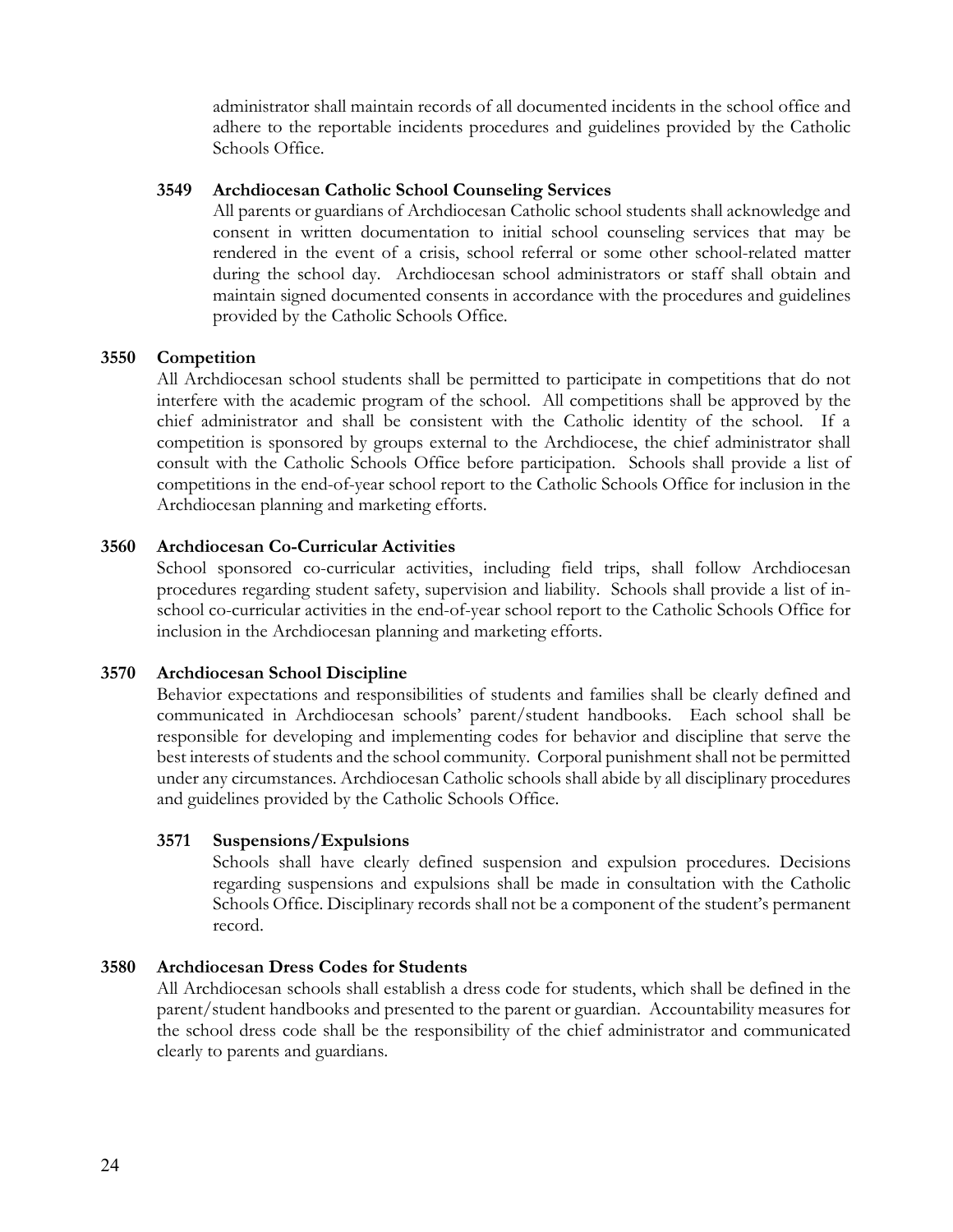administrator shall maintain records of all documented incidents in the school office and adhere to the reportable incidents procedures and guidelines provided by the Catholic Schools Office.

#### 3549 Archdiocesan Catholic School Counseling Services

All parents or guardians of Archdiocesan Catholic school students shall acknowledge and consent in written documentation to initial school counseling services that may be rendered in the event of a crisis, school referral or some other school-related matter during the school day. Archdiocesan school administrators or staff shall obtain and maintain signed documented consents in accordance with the procedures and guidelines provided by the Catholic Schools Office.

### 3550 Competition

All Archdiocesan school students shall be permitted to participate in competitions that do not interfere with the academic program of the school. All competitions shall be approved by the chief administrator and shall be consistent with the Catholic identity of the school. If a competition is sponsored by groups external to the Archdiocese, the chief administrator shall consult with the Catholic Schools Office before participation. Schools shall provide a list of competitions in the end-of-year school report to the Catholic Schools Office for inclusion in the Archdiocesan planning and marketing efforts.

### 3560 Archdiocesan Co-Curricular Activities

School sponsored co-curricular activities, including field trips, shall follow Archdiocesan procedures regarding student safety, supervision and liability. Schools shall provide a list of in-school co-curricular activities in the end-of-year school report to the Catholic Schools Office for inclusion in the Archdiocesan planning and marketing efforts.

### 3570 Archdiocesan School Discipline

Behavior expectations and responsibilities of students and families shall be clearly defined and communicated in Archdiocesan schools' parent/student handbooks. Each school shall be responsible for developing and implementing codes for behavior and discipline that serve the best interests of students and the school community. Corporal punishment shall not be permitted under any circumstances. Archdiocesan Catholic schools shall abide by all disciplinary procedures and guidelines provided by the Catholic Schools Office.

#### 3571 Suspensions/Expulsions

Schools shall have clearly defined suspension and expulsion procedures. Decisions regarding suspensions and expulsions shall be made in consultation with the Catholic Schools Office. Disciplinary records shall not be a component of the student's permanent record.

### 3580 Archdiocesan Dress Codes for Students

All Archdiocesan schools shall establish a dress code for students, which shall be defined in the parent/student handbooks and presented to the parent or guardian. Accountability measures for the school dress code shall be the responsibility of the chief administrator and communicated clearly to parents and guardians.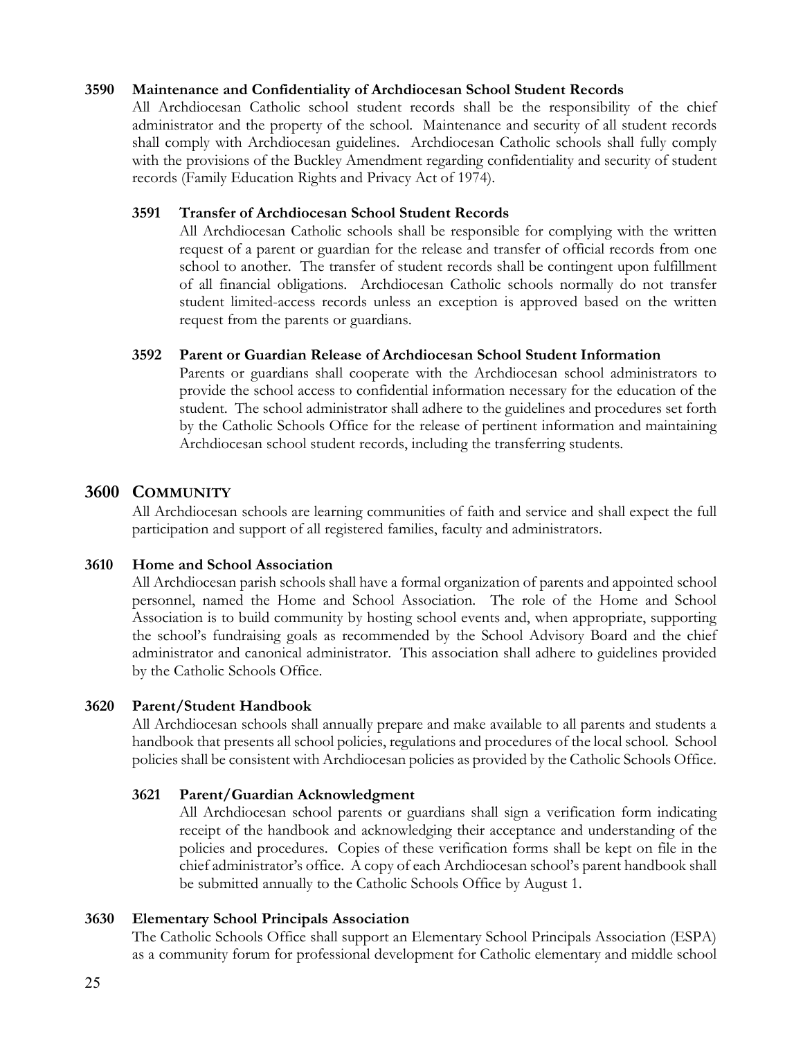### 3590 Maintenance and Confidentiality of Archdiocesan School Student Records

All Archdiocesan Catholic school student records shall be the responsibility of the chief administrator and the property of the school. Maintenance and security of all student records shall comply with Archdiocesan guidelines. Archdiocesan Catholic schools shall fully comply with the provisions of the Buckley Amendment regarding confidentiality and security of student records (Family Education Rights and Privacy Act of 1974).

#### 3591 Transfer of Archdiocesan School Student Records

All Archdiocesan Catholic schools shall be responsible for complying with the written request of a parent or guardian for the release and transfer of official records from one school to another. The transfer of student records shall be contingent upon fulfillment of all financial obligations. Archdiocesan Catholic schools normally do not transfer student limited-access records unless an exception is approved based on the written request from the parents or guardians.

#### 3592 Parent or Guardian Release of Archdiocesan School Student Information

Parents or guardians shall cooperate with the Archdiocesan school administrators to provide the school access to confidential information necessary for the education of the student. The school administrator shall adhere to the guidelines and procedures set forth by the Catholic Schools Office for the release of pertinent information and maintaining Archdiocesan school student records, including the transferring students.

## 3600 COMMUNITY

All Archdiocesan schools are learning communities of faith and service and shall expect the full participation and support of all registered families, faculty and administrators.

### 3610 Home and School Association

All Archdiocesan parish schools shall have a formal organization of parents and appointed school personnel, named the Home and School Association. The role of the Home and School Association is to build community by hosting school events and, when appropriate, supporting the school's fundraising goals as recommended by the School Advisory Board and the chief administrator and canonical administrator. This association shall adhere to guidelines provided by the Catholic Schools Office.

### 3620 Parent/Student Handbook

All Archdiocesan schools shall annually prepare and make available to all parents and students a handbook that presents all school policies, regulations and procedures of the local school. School policies shall be consistent with Archdiocesan policies as provided by the Catholic Schools Office.

#### 3621 Parent/Guardian Acknowledgment

All Archdiocesan school parents or guardians shall sign a verification form indicating receipt of the handbook and acknowledging their acceptance and understanding of the policies and procedures. Copies of these verification forms shall be kept on file in the chief administrator's office. A copy of each Archdiocesan school's parent handbook shall be submitted annually to the Catholic Schools Office by August 1.

### 3630 Elementary School Principals Association

The Catholic Schools Office shall support an Elementary School Principals Association (ESPA) as a community forum for professional development for Catholic elementary and middle school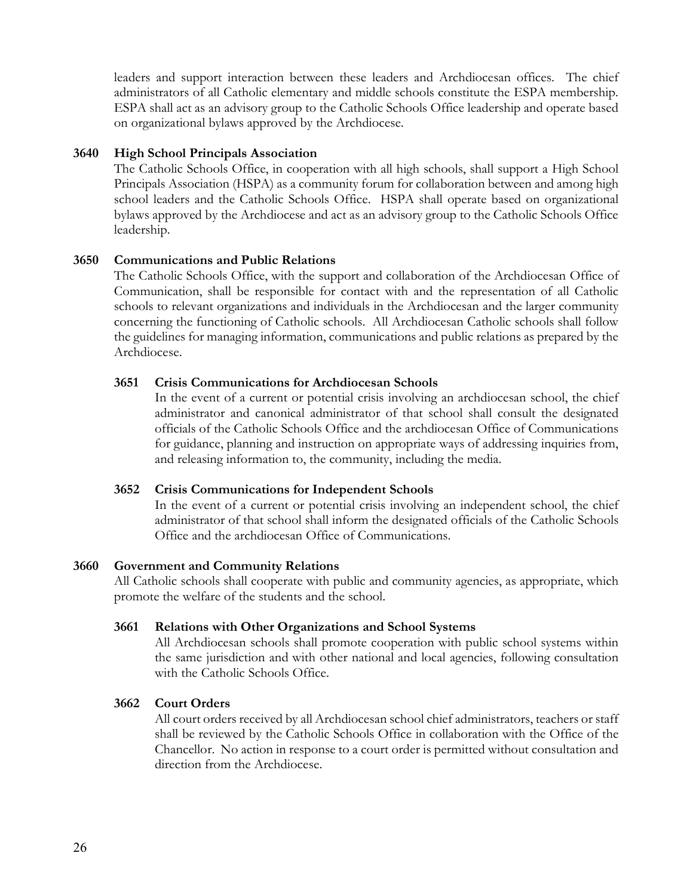leaders and support interaction between these leaders and Archdiocesan offices. The chief administrators of all Catholic elementary and middle schools constitute the ESPA membership. ESPA shall act as an advisory group to the Catholic Schools Office leadership and operate based on organizational bylaws approved by the Archdiocese.

### 3640 High School Principals Association

The Catholic Schools Office, in cooperation with all high schools, shall support a High School Principals Association (HSPA) as a community forum for collaboration between and among high school leaders and the Catholic Schools Office. HSPA shall operate based on organizational bylaws approved by the Archdiocese and act as an advisory group to the Catholic Schools Office leadership.

### 3650 Communications and Public Relations

The Catholic Schools Office, with the support and collaboration of the Archdiocesan Office of Communication, shall be responsible for contact with and the representation of all Catholic schools to relevant organizations and individuals in the Archdiocesan and the larger community concerning the functioning of Catholic schools. All Archdiocesan Catholic schools shall follow the guidelines for managing information, communications and public relations as prepared by the Archdiocese.

#### 3651 Crisis Communications for Archdiocesan Schools

In the event of a current or potential crisis involving an archdiocesan school, the chief administrator and canonical administrator of that school shall consult the designated officials of the Catholic Schools Office and the archdiocesan Office of Communications for guidance, planning and instruction on appropriate ways of addressing inquiries from, and releasing information to, the community, including the media.

#### 3652 Crisis Communications for Independent Schools

In the event of a current or potential crisis involving an independent school, the chief administrator of that school shall inform the designated officials of the Catholic Schools Office and the archdiocesan Office of Communications.

### 3660 Government and Community Relations

All Catholic schools shall cooperate with public and community agencies, as appropriate, which promote the welfare of the students and the school.

#### 3661 Relations with Other Organizations and School Systems

All Archdiocesan schools shall promote cooperation with public school systems within the same jurisdiction and with other national and local agencies, following consultation with the Catholic Schools Office.

#### 3662 Court Orders

All court orders received by all Archdiocesan school chief administrators, teachers or staff shall be reviewed by the Catholic Schools Office in collaboration with the Office of the Chancellor. No action in response to a court order is permitted without consultation and direction from the Archdiocese.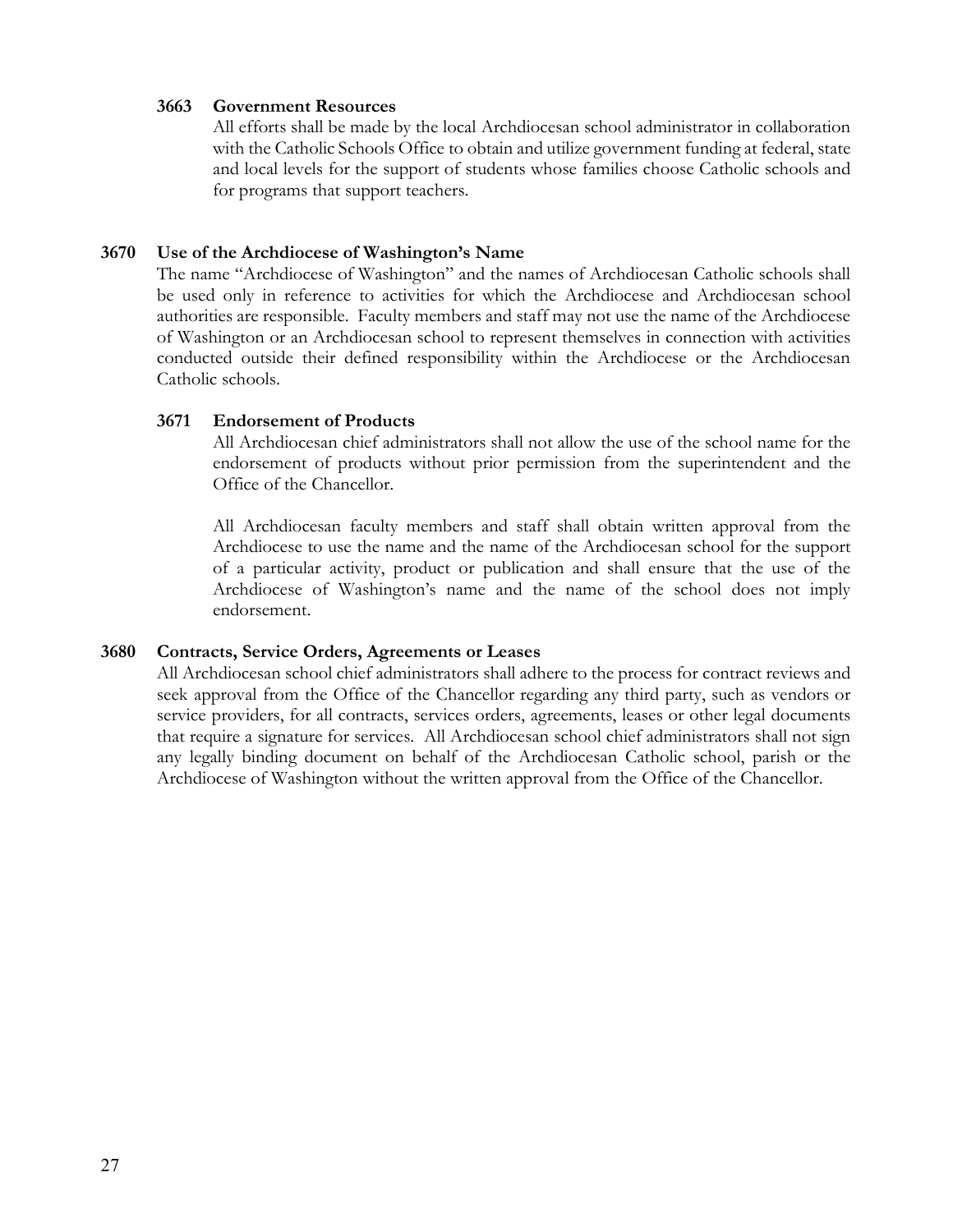#### 3663 Government Resources

All efforts shall be made by the local Archdiocesan school administrator in collaboration with the Catholic Schools Office to obtain and utilize government funding at federal, state and local levels for the support of students whose families choose Catholic schools and for programs that support teachers.

### 3670 Use of the Archdiocese of Washington's Name

The name "Archdiocese of Washington" and the names of Archdiocesan Catholic schools shall be used only in reference to activities for which the Archdiocese and Archdiocesan school authorities are responsible. Faculty members and staff may not use the name of the Archdiocese of Washington or an Archdiocesan school to represent themselves in connection with activities conducted outside their defined responsibility within the Archdiocese or the Archdiocesan Catholic schools.

#### 3671 Endorsement of Products

All Archdiocesan chief administrators shall not allow the use of the school name for the endorsement of products without prior permission from the superintendent and the Office of the Chancellor.

All Archdiocesan faculty members and staff shall obtain written approval from the Archdiocese to use the name and the name of the Archdiocesan school for the support of a particular activity, product or publication and shall ensure that the use of the Archdiocese of Washington's name and the name of the school does not imply endorsement.

### 3680 Contracts, Service Orders, Agreements or Leases

All Archdiocesan school chief administrators shall adhere to the process for contract reviews and seek approval from the Office of the Chancellor regarding any third party, such as vendors or service providers, for all contracts, services orders, agreements, leases or other legal documents that require a signature for services. All Archdiocesan school chief administrators shall not sign any legally binding document on behalf of the Archdiocesan Catholic school, parish or the Archdiocese of Washington without the written approval from the Office of the Chancellor.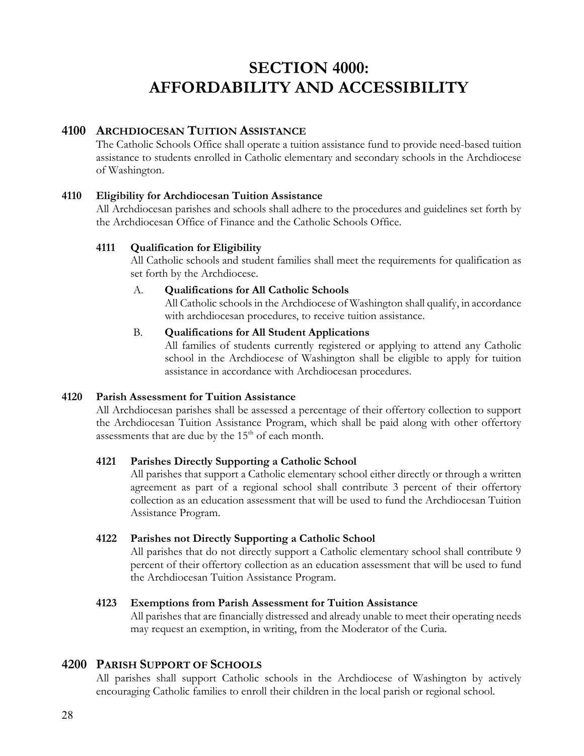# SECTION 4000: AFFORDABILITY AND ACCESSIBILITY

## 4100 Archdiocesan Tuition Assistance

The Catholic Schools Office shall operate a tuition assistance fund to provide need-based tuition assistance to students enrolled in Catholic elementary and secondary schools in the Archdiocese of Washington.

### 4110 Eligibility for Archdiocesan Tuition Assistance

All Archdiocesan parishes and schools shall adhere to the procedures and guidelines set forth by the Archdiocesan Office of Finance and the Catholic Schools Office.

#### 4111 Qualification for Eligibility

All Catholic schools and student families shall meet the requirements for qualification as set forth by the Archdiocese.

A. **Qualifications for All Catholic Schools**

All Catholic schools in the Archdiocese of Washington shall qualify, in accordance with archdiocesan procedures, to receive tuition assistance.

B. **Qualifications for All Student Applications**

All families of students currently registered or applying to attend any Catholic school in the Archdiocese of Washington shall be eligible to apply for tuition assistance in accordance with Archdiocesan procedures.

### 4120 Parish Assessment for Tuition Assistance

All Archdiocesan parishes shall be assessed a percentage of their offertory collection to support the Archdiocesan Tuition Assistance Program, which shall be paid along with other offertory assessments that are due by the 15th of each month.

#### 4121 Parishes Directly Supporting a Catholic School

All parishes that support a Catholic elementary school either directly or through a written agreement as part of a regional school shall contribute 3 percent of their offertory collection as an education assessment that will be used to fund the Archdiocesan Tuition Assistance Program.

#### 4122 Parishes not Directly Supporting a Catholic School

All parishes that do not directly support a Catholic elementary school shall contribute 9 percent of their offertory collection as an education assessment that will be used to fund the Archdiocesan Tuition Assistance Program.

#### 4123 Exemptions from Parish Assessment for Tuition Assistance

All parishes that are financially distressed and already unable to meet their operating needs may request an exemption, in writing, from the Moderator of the Curia.

## 4200 Parish Support of Schools

All parishes shall support Catholic schools in the Archdiocese of Washington by actively encouraging Catholic families to enroll their children in the local parish or regional school.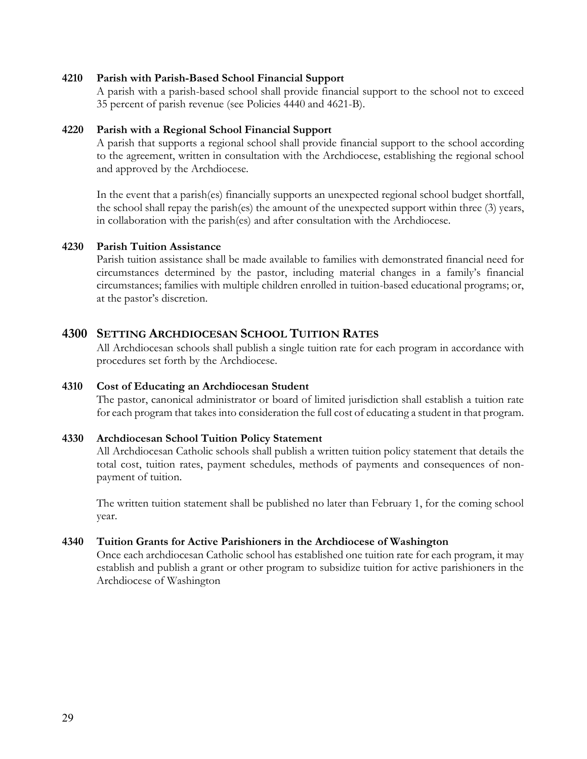### 4210 Parish with Parish-Based School Financial Support

A parish with a parish-based school shall provide financial support to the school not to exceed 35 percent of parish revenue (see Policies 4440 and 4621-B).

### 4220 Parish with a Regional School Financial Support

A parish that supports a regional school shall provide financial support to the school according to the agreement, written in consultation with the Archdiocese, establishing the regional school and approved by the Archdiocese.

In the event that a parish(es) financially supports an unexpected regional school budget shortfall, the school shall repay the parish(es) the amount of the unexpected support within three (3) years, in collaboration with the parish(es) and after consultation with the Archdiocese.

### 4230 Parish Tuition Assistance

Parish tuition assistance shall be made available to families with demonstrated financial need for circumstances determined by the pastor, including material changes in a family's financial circumstances; families with multiple children enrolled in tuition-based educational programs; or, at the pastor's discretion.

## 4300 SETTING ARCHDIOCESAN SCHOOL TUITION RATES

All Archdiocesan schools shall publish a single tuition rate for each program in accordance with procedures set forth by the Archdiocese.

### 4310 Cost of Educating an Archdiocesan Student

The pastor, canonical administrator or board of limited jurisdiction shall establish a tuition rate for each program that takes into consideration the full cost of educating a student in that program.

### 4330 Archdiocesan School Tuition Policy Statement

All Archdiocesan Catholic schools shall publish a written tuition policy statement that details the total cost, tuition rates, payment schedules, methods of payments and consequences of non-payment of tuition.

The written tuition statement shall be published no later than February 1, for the coming school year.

### 4340 Tuition Grants for Active Parishioners in the Archdiocese of Washington

Once each archdiocesan Catholic school has established one tuition rate for each program, it may establish and publish a grant or other program to subsidize tuition for active parishioners in the Archdiocese of Washington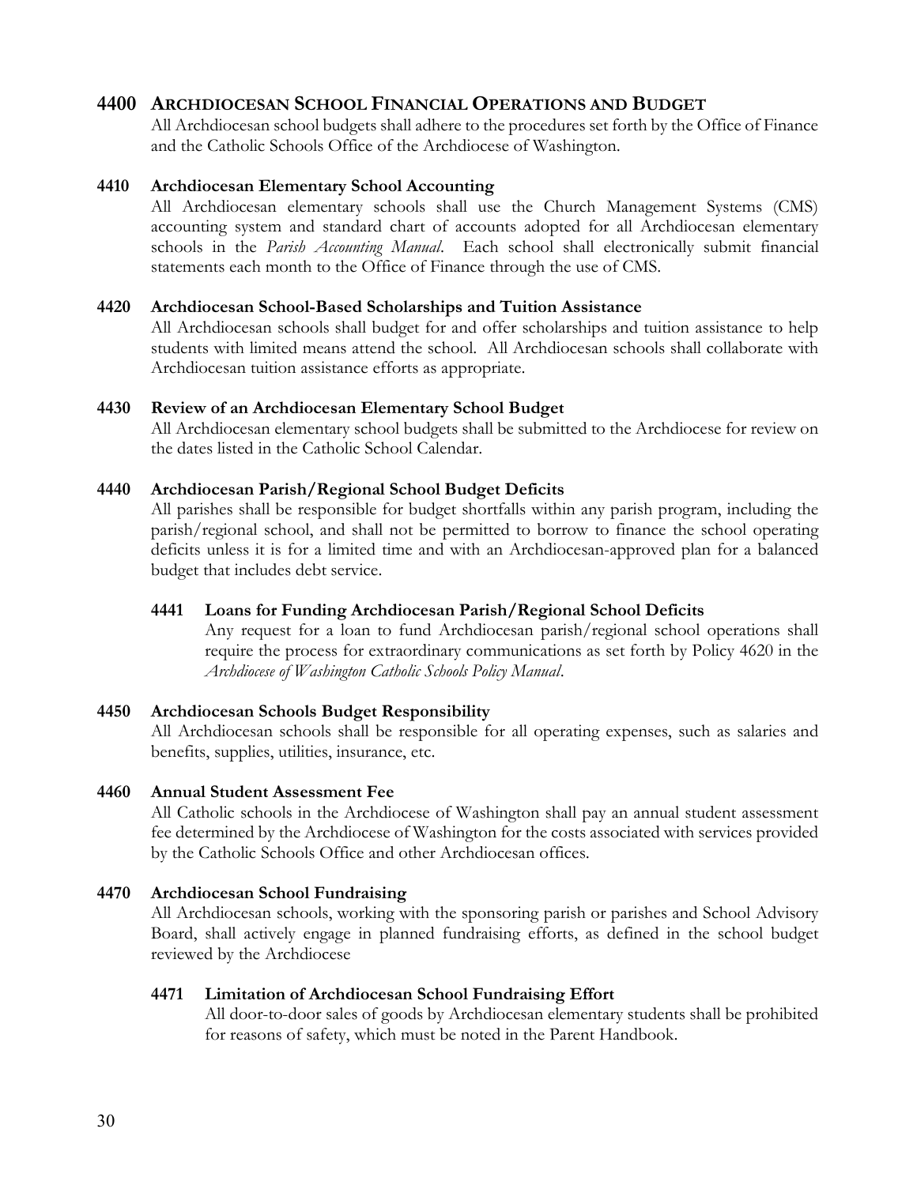## 4400 ARCHDIOCESAN SCHOOL FINANCIAL OPERATIONS AND BUDGET

All Archdiocesan school budgets shall adhere to the procedures set forth by the Office of Finance and the Catholic Schools Office of the Archdiocese of Washington.

### 4410 Archdiocesan Elementary School Accounting

All Archdiocesan elementary schools shall use the Church Management Systems (CMS) accounting system and standard chart of accounts adopted for all Archdiocesan elementary schools in the *Parish Accounting Manual*. Each school shall electronically submit financial statements each month to the Office of Finance through the use of CMS.

### 4420 Archdiocesan School-Based Scholarships and Tuition Assistance

All Archdiocesan schools shall budget for and offer scholarships and tuition assistance to help students with limited means attend the school. All Archdiocesan schools shall collaborate with Archdiocesan tuition assistance efforts as appropriate.

### 4430 Review of an Archdiocesan Elementary School Budget

All Archdiocesan elementary school budgets shall be submitted to the Archdiocese for review on the dates listed in the Catholic School Calendar.

### 4440 Archdiocesan Parish/Regional School Budget Deficits

All parishes shall be responsible for budget shortfalls within any parish program, including the parish/regional school, and shall not be permitted to borrow to finance the school operating deficits unless it is for a limited time and with an Archdiocesan-approved plan for a balanced budget that includes debt service.

#### 4441 Loans for Funding Archdiocesan Parish/Regional School Deficits

Any request for a loan to fund Archdiocesan parish/regional school operations shall require the process for extraordinary communications as set forth by Policy 4620 in the *Archdiocese of Washington Catholic Schools Policy Manual*.

### 4450 Archdiocesan Schools Budget Responsibility

All Archdiocesan schools shall be responsible for all operating expenses, such as salaries and benefits, supplies, utilities, insurance, etc.

### 4460 Annual Student Assessment Fee

All Catholic schools in the Archdiocese of Washington shall pay an annual student assessment fee determined by the Archdiocese of Washington for the costs associated with services provided by the Catholic Schools Office and other Archdiocesan offices.

### 4470 Archdiocesan School Fundraising

All Archdiocesan schools, working with the sponsoring parish or parishes and School Advisory Board, shall actively engage in planned fundraising efforts, as defined in the school budget reviewed by the Archdiocese

#### 4471 Limitation of Archdiocesan School Fundraising Effort

All door-to-door sales of goods by Archdiocesan elementary students shall be prohibited for reasons of safety, which must be noted in the Parent Handbook.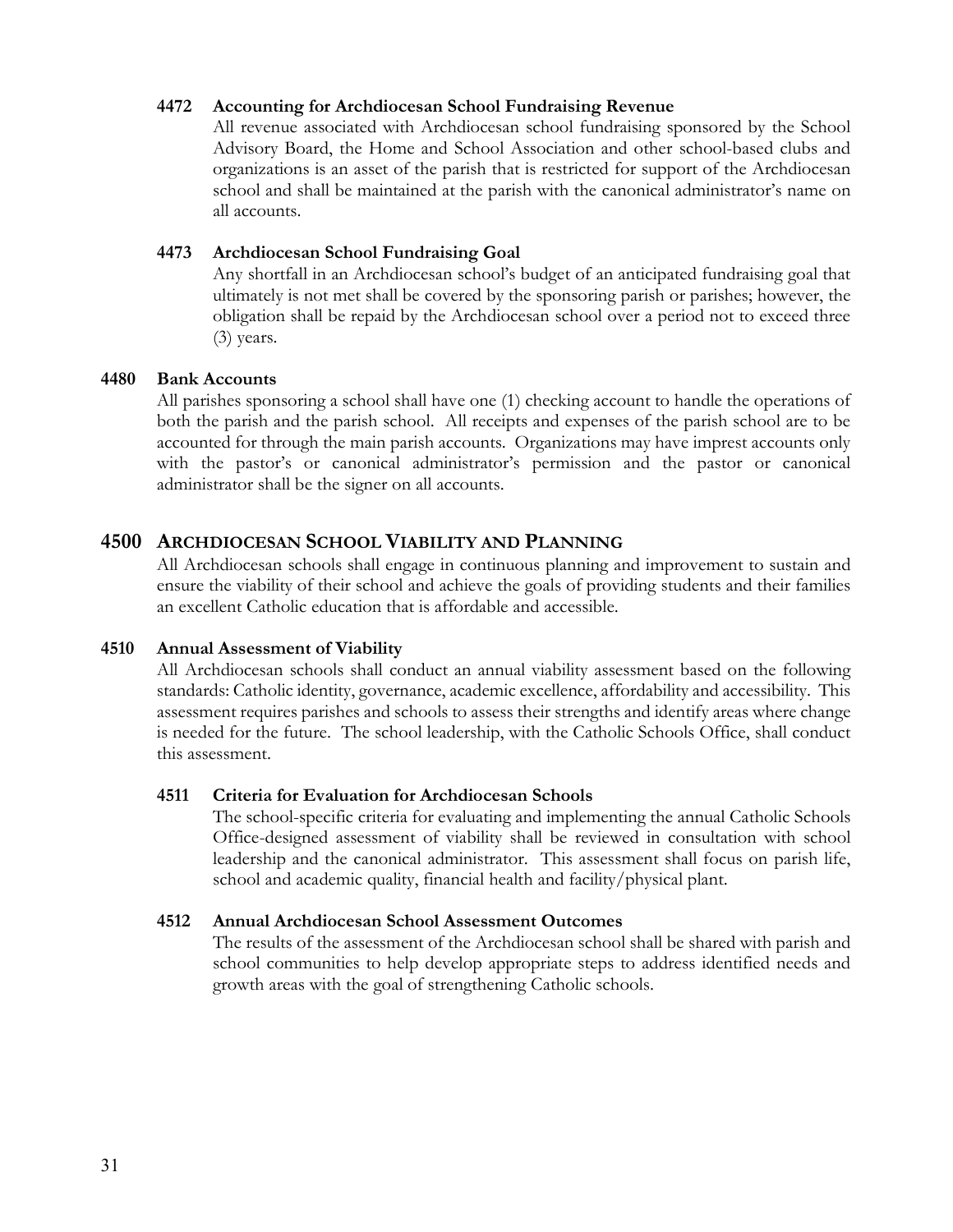#### 4472 Accounting for Archdiocesan School Fundraising Revenue

All revenue associated with Archdiocesan school fundraising sponsored by the School Advisory Board, the Home and School Association and other school-based clubs and organizations is an asset of the parish that is restricted for support of the Archdiocesan school and shall be maintained at the parish with the canonical administrator's name on all accounts.

#### 4473 Archdiocesan School Fundraising Goal

Any shortfall in an Archdiocesan school's budget of an anticipated fundraising goal that ultimately is not met shall be covered by the sponsoring parish or parishes; however, the obligation shall be repaid by the Archdiocesan school over a period not to exceed three (3) years.

### 4480 Bank Accounts

All parishes sponsoring a school shall have one (1) checking account to handle the operations of both the parish and the parish school. All receipts and expenses of the parish school are to be accounted for through the main parish accounts. Organizations may have imprest accounts only with the pastor's or canonical administrator's permission and the pastor or canonical administrator shall be the signer on all accounts.

## 4500 Archdiocesan School Viability and Planning

All Archdiocesan schools shall engage in continuous planning and improvement to sustain and ensure the viability of their school and achieve the goals of providing students and their families an excellent Catholic education that is affordable and accessible.

### 4510 Annual Assessment of Viability

All Archdiocesan schools shall conduct an annual viability assessment based on the following standards: Catholic identity, governance, academic excellence, affordability and accessibility. This assessment requires parishes and schools to assess their strengths and identify areas where change is needed for the future. The school leadership, with the Catholic Schools Office, shall conduct this assessment.

#### 4511 Criteria for Evaluation for Archdiocesan Schools

The school-specific criteria for evaluating and implementing the annual Catholic Schools Office-designed assessment of viability shall be reviewed in consultation with school leadership and the canonical administrator. This assessment shall focus on parish life, school and academic quality, financial health and facility/physical plant.

#### 4512 Annual Archdiocesan School Assessment Outcomes

The results of the assessment of the Archdiocesan school shall be shared with parish and school communities to help develop appropriate steps to address identified needs and growth areas with the goal of strengthening Catholic schools.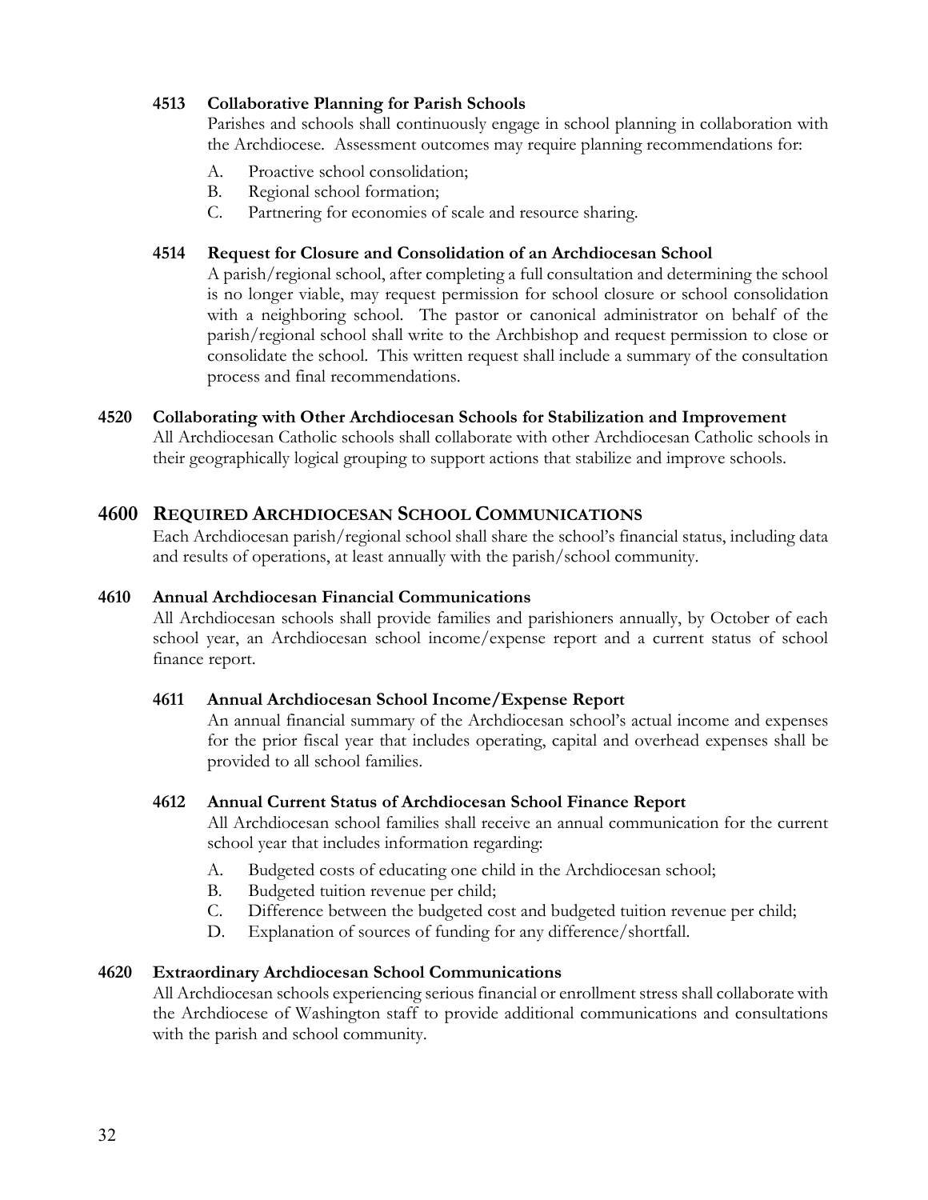#### 4513 Collaborative Planning for Parish Schools

Parishes and schools shall continuously engage in school planning in collaboration with the Archdiocese. Assessment outcomes may require planning recommendations for:

A. Proactive school consolidation;
B. Regional school formation;
C. Partnering for economies of scale and resource sharing.

#### 4514 Request for Closure and Consolidation of an Archdiocesan School

A parish/regional school, after completing a full consultation and determining the school is no longer viable, may request permission for school closure or school consolidation with a neighboring school. The pastor or canonical administrator on behalf of the parish/regional school shall write to the Archbishop and request permission to close or consolidate the school. This written request shall include a summary of the consultation process and final recommendations.

### 4520 Collaborating with Other Archdiocesan Schools for Stabilization and Improvement

All Archdiocesan Catholic schools shall collaborate with other Archdiocesan Catholic schools in their geographically logical grouping to support actions that stabilize and improve schools.

## 4600 REQUIRED ARCHDIOCESAN SCHOOL COMMUNICATIONS

Each Archdiocesan parish/regional school shall share the school's financial status, including data and results of operations, at least annually with the parish/school community.

### 4610 Annual Archdiocesan Financial Communications

All Archdiocesan schools shall provide families and parishioners annually, by October of each school year, an Archdiocesan school income/expense report and a current status of school finance report.

#### 4611 Annual Archdiocesan School Income/Expense Report

An annual financial summary of the Archdiocesan school's actual income and expenses for the prior fiscal year that includes operating, capital and overhead expenses shall be provided to all school families.

#### 4612 Annual Current Status of Archdiocesan School Finance Report

All Archdiocesan school families shall receive an annual communication for the current school year that includes information regarding:

A. Budgeted costs of educating one child in the Archdiocesan school;
B. Budgeted tuition revenue per child;
C. Difference between the budgeted cost and budgeted tuition revenue per child;
D. Explanation of sources of funding for any difference/shortfall.

### 4620 Extraordinary Archdiocesan School Communications

All Archdiocesan schools experiencing serious financial or enrollment stress shall collaborate with the Archdiocese of Washington staff to provide additional communications and consultations with the parish and school community.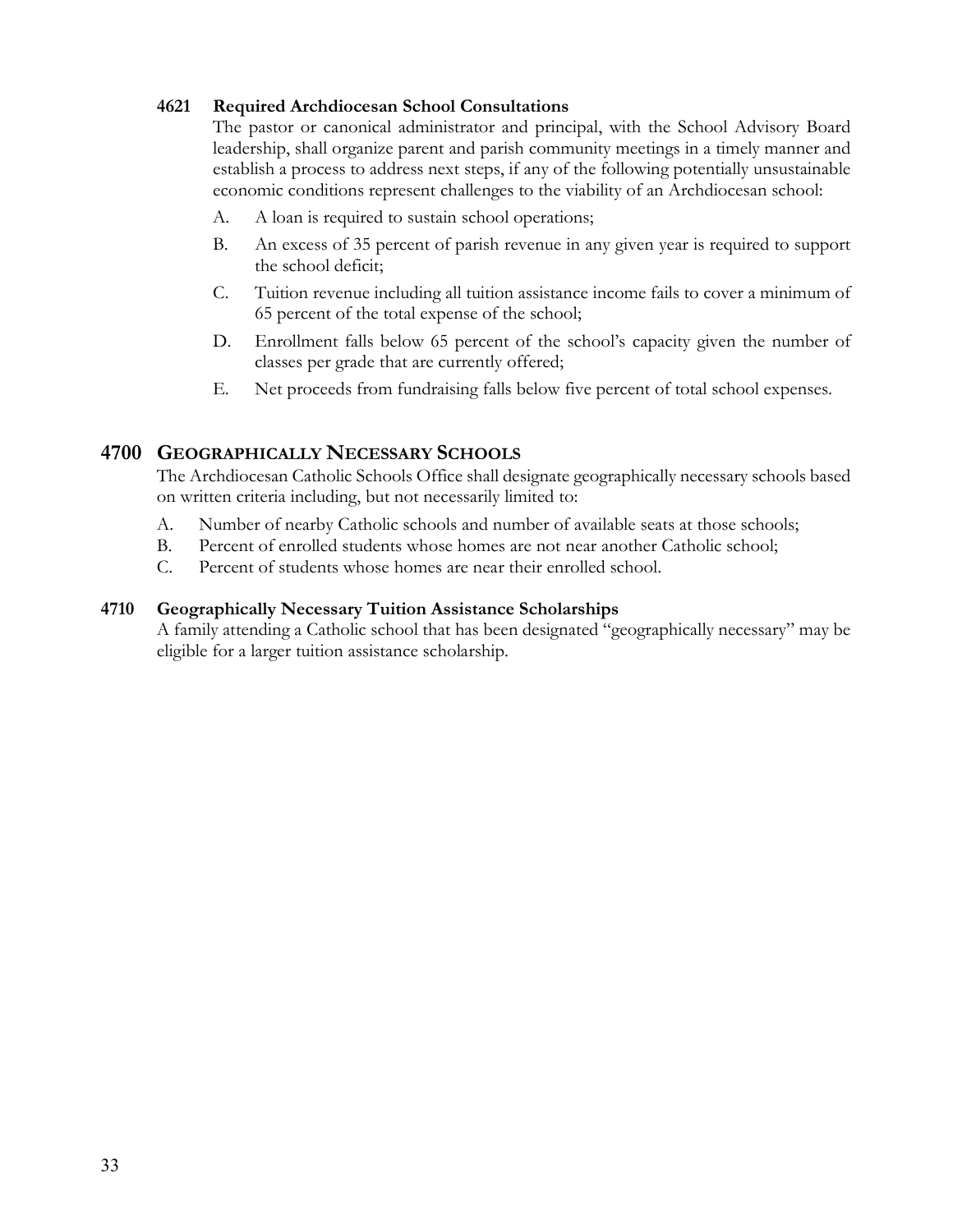### 4621 Required Archdiocesan School Consultations

The pastor or canonical administrator and principal, with the School Advisory Board leadership, shall organize parent and parish community meetings in a timely manner and establish a process to address next steps, if any of the following potentially unsustainable economic conditions represent challenges to the viability of an Archdiocesan school:

A. A loan is required to sustain school operations;

B. An excess of 35 percent of parish revenue in any given year is required to support the school deficit;

C. Tuition revenue including all tuition assistance income fails to cover a minimum of 65 percent of the total expense of the school;

D. Enrollment falls below 65 percent of the school's capacity given the number of classes per grade that are currently offered;

E. Net proceeds from fundraising falls below five percent of total school expenses.

## 4700 GEOGRAPHICALLY NECESSARY SCHOOLS

The Archdiocesan Catholic Schools Office shall designate geographically necessary schools based on written criteria including, but not necessarily limited to:

A. Number of nearby Catholic schools and number of available seats at those schools;
B. Percent of enrolled students whose homes are not near another Catholic school;
C. Percent of students whose homes are near their enrolled school.

### 4710 Geographically Necessary Tuition Assistance Scholarships

A family attending a Catholic school that has been designated "geographically necessary" may be eligible for a larger tuition assistance scholarship.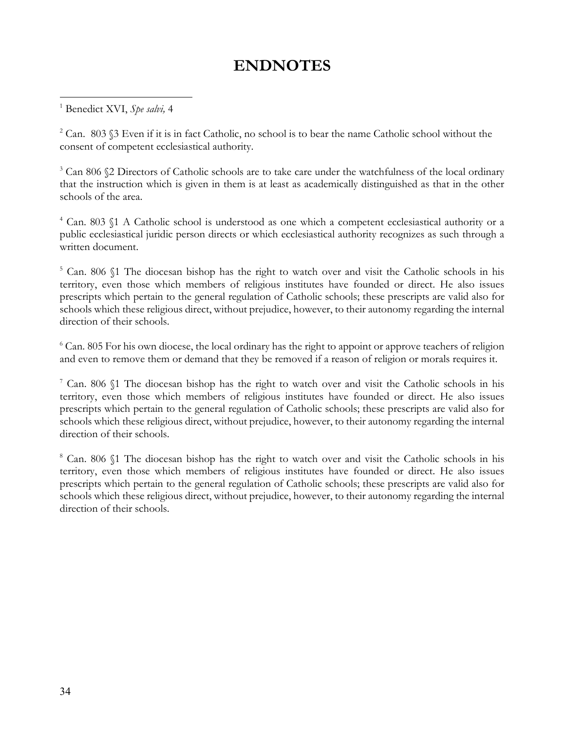# ENDNOTES

[1] Benedict XVI, *Spe salvi,* 4

[2] Can. 803 §3 Even if it is in fact Catholic, no school is to bear the name Catholic school without the consent of competent ecclesiastical authority.

[3] Can 806 §2 Directors of Catholic schools are to take care under the watchfulness of the local ordinary that the instruction which is given in them is at least as academically distinguished as that in the other schools of the area.

[4] Can. 803 §1 A Catholic school is understood as one which a competent ecclesiastical authority or a public ecclesiastical juridic person directs or which ecclesiastical authority recognizes as such through a written document.

[5] Can. 806 §1 The diocesan bishop has the right to watch over and visit the Catholic schools in his territory, even those which members of religious institutes have founded or direct. He also issues prescripts which pertain to the general regulation of Catholic schools; these prescripts are valid also for schools which these religious direct, without prejudice, however, to their autonomy regarding the internal direction of their schools.

[6] Can. 805 For his own diocese, the local ordinary has the right to appoint or approve teachers of religion and even to remove them or demand that they be removed if a reason of religion or morals requires it.

[7] Can. 806 §1 The diocesan bishop has the right to watch over and visit the Catholic schools in his territory, even those which members of religious institutes have founded or direct. He also issues prescripts which pertain to the general regulation of Catholic schools; these prescripts are valid also for schools which these religious direct, without prejudice, however, to their autonomy regarding the internal direction of their schools.

[8] Can. 806 §1 The diocesan bishop has the right to watch over and visit the Catholic schools in his territory, even those which members of religious institutes have founded or direct. He also issues prescripts which pertain to the general regulation of Catholic schools; these prescripts are valid also for schools which these religious direct, without prejudice, however, to their autonomy regarding the internal direction of their schools.